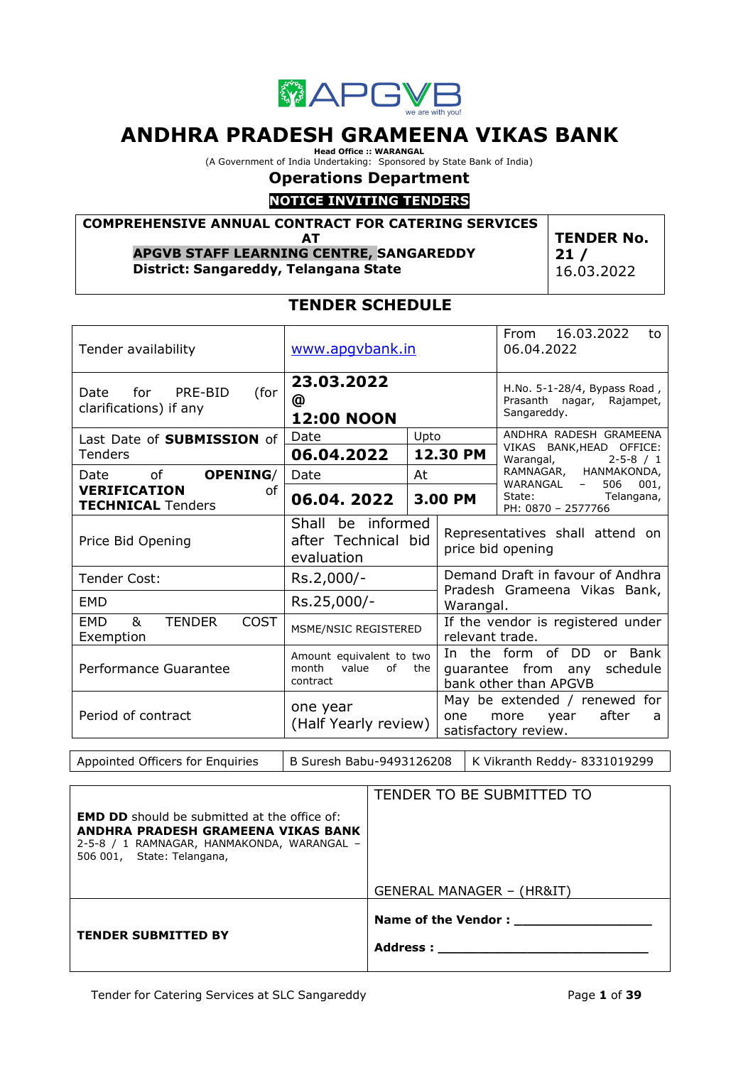APGVB
we are with you!

# ANDHRA PRADESH GRAMEENA VIKAS BANK

**Head Office :: WARANGAL**

(A Government of India Undertaking: Sponsored by State Bank of India)

## Operations Department

**NOTICE INVITING TENDERS**

| COMPREHENSIVE ANNUAL CONTRACT FOR CATERING SERVICES AT APGVB STAFF LEARNING CENTRE, SANGAREDDY District: Sangareddy, Telangana State | TENDER No. 21 / 16.03.2022 |
|---|---|

## TENDER SCHEDULE

| | | | |
|---|---|---|---|
| Tender availability | www.apgvbank.in | | From 16.03.2022 to 06.04.2022 |
| Date for PRE-BID (for clarifications) if any | **23.03.2022 @ 12:00 NOON** | | H.No. 5-1-28/4, Bypass Road, Prasanth nagar, Rajampet, Sangareddy. |
| Last Date of **SUBMISSION** of Tenders | Date **06.04.2022** | Upto **12.30 PM** | ANDHRA RADESH GRAMEENA VIKAS BANK,HEAD OFFICE: Warangal, 2-5-8 / 1 RAMNAGAR, HANMAKONDA, WARANGAL – 506 001, State: Telangana, PH: 0870 – 2577766 |
| Date of **OPENING/ VERIFICATION** of **TECHNICAL** Tenders | Date **06.04. 2022** | At **3.00 PM** | |
| Price Bid Opening | Shall be informed after Technical bid evaluation | Representatives shall attend on price bid opening | |
| Tender Cost: | Rs.2,000/- | Demand Draft in favour of Andhra Pradesh Grameena Vikas Bank, Warangal. | |
| EMD | Rs.25,000/- | | |
| EMD & TENDER COST Exemption | MSME/NSIC REGISTERED | If the vendor is registered under relevant trade. | |
| Performance Guarantee | Amount equivalent to two month value of the contract | In the form of DD or Bank guarantee from any schedule bank other than APGVB | |
| Period of contract | one year (Half Yearly review) | May be extended / renewed for one more year after a satisfactory review. | |

| Appointed Officers for Enquiries | B Suresh Babu-9493126208 | K Vikranth Reddy- 8331019299 |
|---|---|---|

| | |
|---|---|
| **EMD DD** should be submitted at the office of: **ANDHRA PRADESH GRAMEENA VIKAS BANK** 2-5-8 / 1 RAMNAGAR, HANMAKONDA, WARANGAL – 506 001, State: Telangana, | TENDER TO BE SUBMITTED TO GENERAL MANAGER – (HR&IT) |
| **TENDER SUBMITTED BY** | **Name of the Vendor :** ___________________ **Address :** ____________________________ |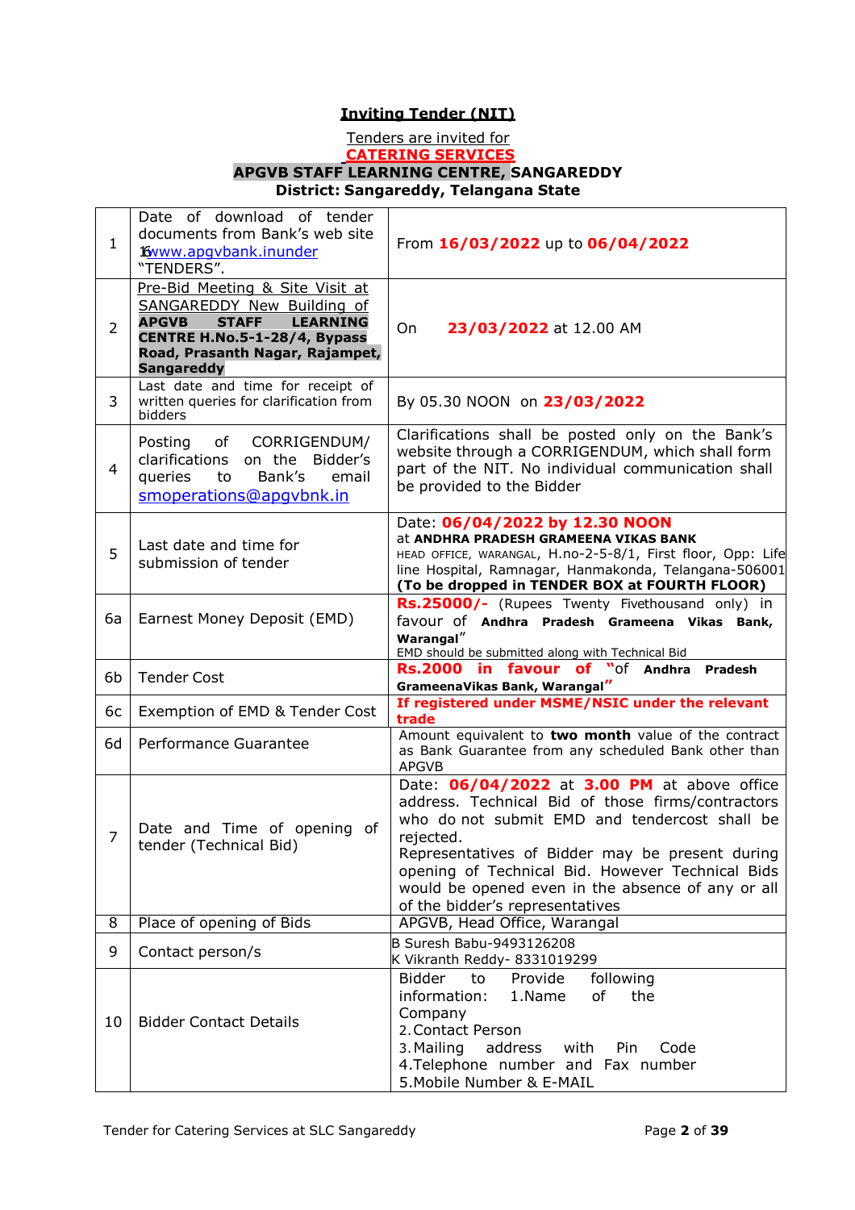# Inviting Tender (NIT)

Tenders are invited for
**CATERING SERVICES**
**APGVB STAFF LEARNING CENTRE, SANGAREDDY**
**District: Sangareddy, Telangana State**

| | | |
|---|---|---|
| 1 | Date of download of tender documents from Bank's web site 16www.apgvbank.inunder "TENDERS". | From **16/03/2022** up to **06/04/2022** |
| 2 | Pre-Bid Meeting & Site Visit at SANGAREDDY New Building of **APGVB STAFF LEARNING CENTRE H.No.5-1-28/4, Bypass Road, Prasanth Nagar, Rajampet, Sangareddy** | On **23/03/2022** at 12.00 AM |
| 3 | Last date and time for receipt of written queries for clarification from bidders | By 05.30 NOON on **23/03/2022** |
| 4 | Posting of CORRIGENDUM/ clarifications on the Bidder's queries to Bank's email smoperations@apgvbnk.in | Clarifications shall be posted only on the Bank's website through a CORRIGENDUM, which shall form part of the NIT. No individual communication shall be provided to the Bidder |
| 5 | Last date and time for submission of tender | Date: **06/04/2022 by 12.30 NOON** at **ANDHRA PRADESH GRAMEENA VIKAS BANK** HEAD OFFICE, WARANGAL, H.no-2-5-8/1, First floor, Opp: Life line Hospital, Ramnagar, Hanmakonda, Telangana-506001 **(To be dropped in TENDER BOX at FOURTH FLOOR)** |
| 6a | Earnest Money Deposit (EMD) | **Rs.25000/-** (Rupees Twenty Fivethousand only) in favour of **Andhra Pradesh Grameena Vikas Bank, Warangal**" EMD should be submitted along with Technical Bid |
| 6b | Tender Cost | **Rs.2000 in favour of "of Andhra Pradesh GrameenaVikas Bank, Warangal"** |
| 6c | Exemption of EMD & Tender Cost | **If registered under MSME/NSIC under the relevant trade** |
| 6d | Performance Guarantee | Amount equivalent to **two month** value of the contract as Bank Guarantee from any scheduled Bank other than APGVB |
| 7 | Date and Time of opening of tender (Technical Bid) | Date: **06/04/2022** at **3.00 PM** at above office address. Technical Bid of those firms/contractors who do not submit EMD and tendercost shall be rejected. Representatives of Bidder may be present during opening of Technical Bid. However Technical Bids would be opened even in the absence of any or all of the bidder's representatives |
| 8 | Place of opening of Bids | APGVB, Head Office, Warangal |
| 9 | Contact person/s | B Suresh Babu-9493126208<br>K Vikranth Reddy- 8331019299 |
| 10 | Bidder Contact Details | Bidder to Provide following information: 1.Name of the Company<br>2. Contact Person<br>3. Mailing address with Pin Code<br>4. Telephone number and Fax number<br>5. Mobile Number & E-MAIL |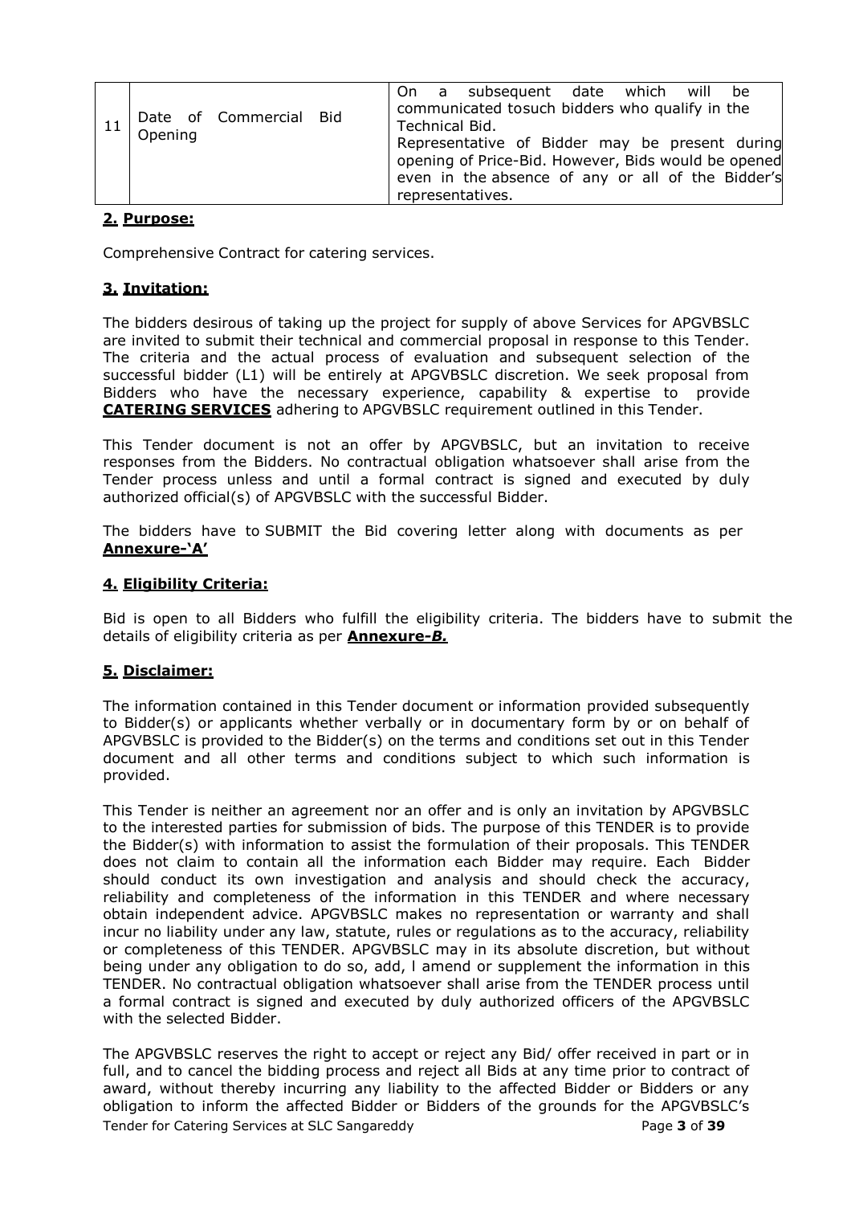| 11 | Date of Commercial Bid Opening | On a subsequent date which will be communicated tosuch bidders who qualify in the Technical Bid.<br>Representative of Bidder may be present during opening of Price-Bid. However, Bids would be opened even in the absence of any or all of the Bidder's representatives. |
|---|---|---|

## 2. Purpose:

Comprehensive Contract for catering services.

## 3. Invitation:

The bidders desirous of taking up the project for supply of above Services for APGVBSLC are invited to submit their technical and commercial proposal in response to this Tender. The criteria and the actual process of evaluation and subsequent selection of the successful bidder (L1) will be entirely at APGVBSLC discretion. We seek proposal from Bidders who have the necessary experience, capability & expertise to provide **CATERING SERVICES** adhering to APGVBSLC requirement outlined in this Tender.

This Tender document is not an offer by APGVBSLC, but an invitation to receive responses from the Bidders. No contractual obligation whatsoever shall arise from the Tender process unless and until a formal contract is signed and executed by duly authorized official(s) of APGVBSLC with the successful Bidder.

The bidders have to SUBMIT the Bid covering letter along with documents as per **Annexure-'A'**

## 4. Eligibility Criteria:

Bid is open to all Bidders who fulfill the eligibility criteria. The bidders have to submit the details of eligibility criteria as per **Annexure-*B.***

## 5. Disclaimer:

The information contained in this Tender document or information provided subsequently to Bidder(s) or applicants whether verbally or in documentary form by or on behalf of APGVBSLC is provided to the Bidder(s) on the terms and conditions set out in this Tender document and all other terms and conditions subject to which such information is provided.

This Tender is neither an agreement nor an offer and is only an invitation by APGVBSLC to the interested parties for submission of bids. The purpose of this TENDER is to provide the Bidder(s) with information to assist the formulation of their proposals. This TENDER does not claim to contain all the information each Bidder may require. Each Bidder should conduct its own investigation and analysis and should check the accuracy, reliability and completeness of the information in this TENDER and where necessary obtain independent advice. APGVBSLC makes no representation or warranty and shall incur no liability under any law, statute, rules or regulations as to the accuracy, reliability or completeness of this TENDER. APGVBSLC may in its absolute discretion, but without being under any obligation to do so, add, l amend or supplement the information in this TENDER. No contractual obligation whatsoever shall arise from the TENDER process until a formal contract is signed and executed by duly authorized officers of the APGVBSLC with the selected Bidder.

The APGVBSLC reserves the right to accept or reject any Bid/ offer received in part or in full, and to cancel the bidding process and reject all Bids at any time prior to contract of award, without thereby incurring any liability to the affected Bidder or Bidders or any obligation to inform the affected Bidder or Bidders of the grounds for the APGVBSLC's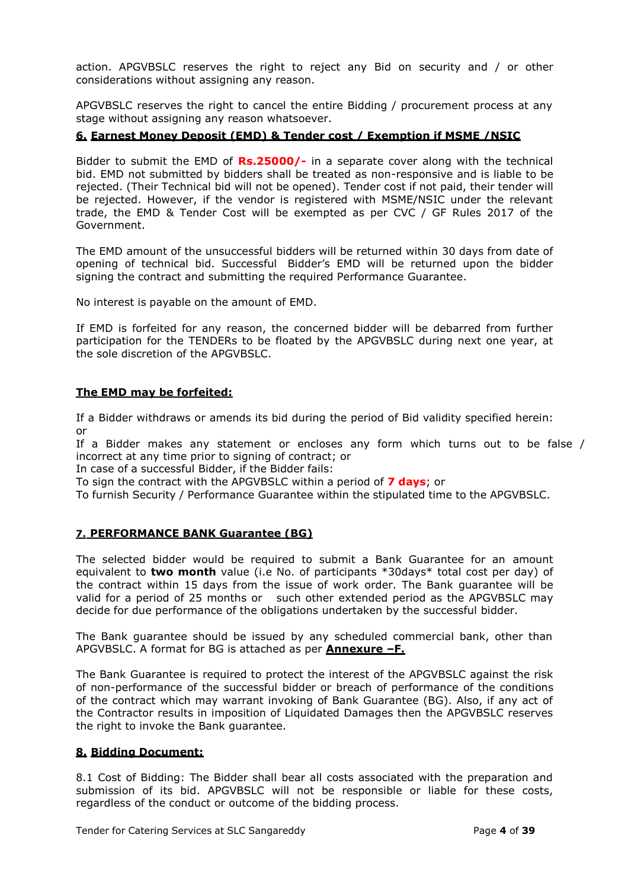action. APGVBSLC reserves the right to reject any Bid on security and / or other considerations without assigning any reason.

APGVBSLC reserves the right to cancel the entire Bidding / procurement process at any stage without assigning any reason whatsoever.

## 6. Earnest Money Deposit (EMD) & Tender cost / Exemption if MSME /NSIC

Bidder to submit the EMD of **Rs.25000/-** in a separate cover along with the technical bid. EMD not submitted by bidders shall be treated as non-responsive and is liable to be rejected. (Their Technical bid will not be opened). Tender cost if not paid, their tender will be rejected. However, if the vendor is registered with MSME/NSIC under the relevant trade, the EMD & Tender Cost will be exempted as per CVC / GF Rules 2017 of the Government.

The EMD amount of the unsuccessful bidders will be returned within 30 days from date of opening of technical bid. Successful Bidder's EMD will be returned upon the bidder signing the contract and submitting the required Performance Guarantee.

No interest is payable on the amount of EMD.

If EMD is forfeited for any reason, the concerned bidder will be debarred from further participation for the TENDERs to be floated by the APGVBSLC during next one year, at the sole discretion of the APGVBSLC.

### The EMD may be forfeited:

If a Bidder withdraws or amends its bid during the period of Bid validity specified herein: or

If a Bidder makes any statement or encloses any form which turns out to be false / incorrect at any time prior to signing of contract; or

In case of a successful Bidder, if the Bidder fails:

To sign the contract with the APGVBSLC within a period of **7 days**; or

To furnish Security / Performance Guarantee within the stipulated time to the APGVBSLC.

## 7. PERFORMANCE BANK Guarantee (BG)

The selected bidder would be required to submit a Bank Guarantee for an amount equivalent to **two month** value (i.e No. of participants *30days* total cost per day) of the contract within 15 days from the issue of work order. The Bank guarantee will be valid for a period of 25 months or such other extended period as the APGVBSLC may decide for due performance of the obligations undertaken by the successful bidder.

The Bank guarantee should be issued by any scheduled commercial bank, other than APGVBSLC. A format for BG is attached as per **Annexure –F.**

The Bank Guarantee is required to protect the interest of the APGVBSLC against the risk of non-performance of the successful bidder or breach of performance of the conditions of the contract which may warrant invoking of Bank Guarantee (BG). Also, if any act of the Contractor results in imposition of Liquidated Damages then the APGVBSLC reserves the right to invoke the Bank guarantee.

## 8. Bidding Document:

8.1 Cost of Bidding: The Bidder shall bear all costs associated with the preparation and submission of its bid. APGVBSLC will not be responsible or liable for these costs, regardless of the conduct or outcome of the bidding process.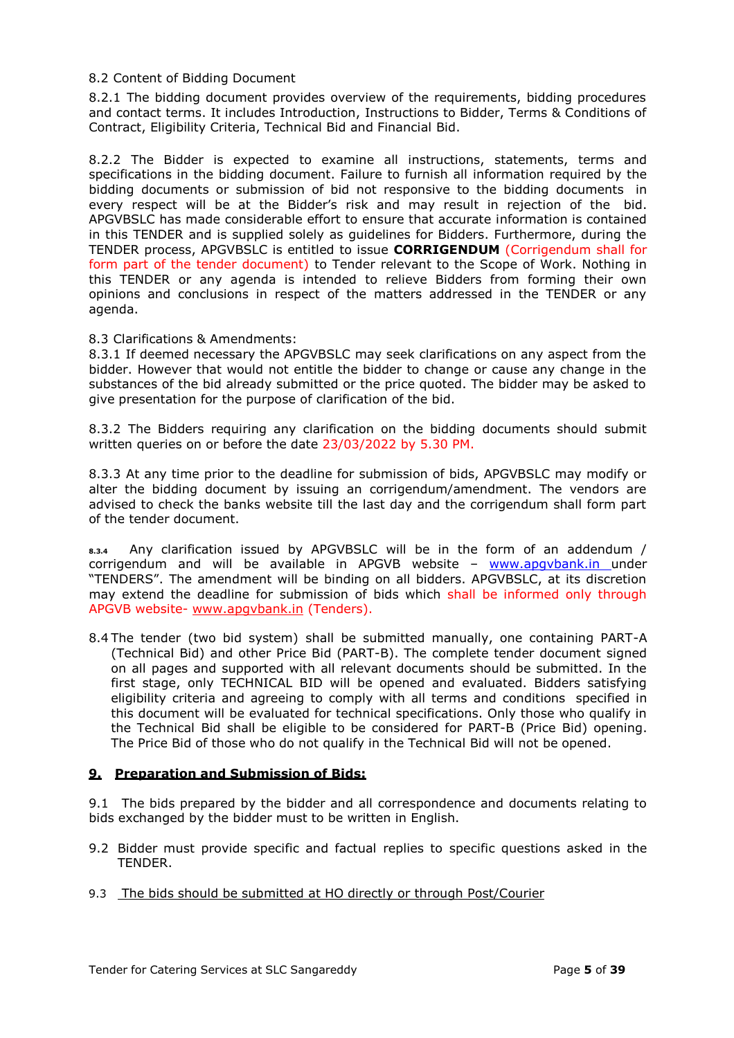8.2 Content of Bidding Document

8.2.1 The bidding document provides overview of the requirements, bidding procedures and contact terms. It includes Introduction, Instructions to Bidder, Terms & Conditions of Contract, Eligibility Criteria, Technical Bid and Financial Bid.

8.2.2 The Bidder is expected to examine all instructions, statements, terms and specifications in the bidding document. Failure to furnish all information required by the bidding documents or submission of bid not responsive to the bidding documents in every respect will be at the Bidder's risk and may result in rejection of the bid. APGVBSLC has made considerable effort to ensure that accurate information is contained in this TENDER and is supplied solely as guidelines for Bidders. Furthermore, during the TENDER process, APGVBSLC is entitled to issue **CORRIGENDUM** (Corrigendum shall for form part of the tender document) to Tender relevant to the Scope of Work. Nothing in this TENDER or any agenda is intended to relieve Bidders from forming their own opinions and conclusions in respect of the matters addressed in the TENDER or any agenda.

8.3 Clarifications & Amendments:

8.3.1 If deemed necessary the APGVBSLC may seek clarifications on any aspect from the bidder. However that would not entitle the bidder to change or cause any change in the substances of the bid already submitted or the price quoted. The bidder may be asked to give presentation for the purpose of clarification of the bid.

8.3.2 The Bidders requiring any clarification on the bidding documents should submit written queries on or before the date 23/03/2022 by 5.30 PM.

8.3.3 At any time prior to the deadline for submission of bids, APGVBSLC may modify or alter the bidding document by issuing an corrigendum/amendment. The vendors are advised to check the banks website till the last day and the corrigendum shall form part of the tender document.

8.3.4 Any clarification issued by APGVBSLC will be in the form of an addendum / corrigendum and will be available in APGVB website – www.apgvbank.in under "TENDERS". The amendment will be binding on all bidders. APGVBSLC, at its discretion may extend the deadline for submission of bids which shall be informed only through APGVB website- www.apgvbank.in (Tenders).

8.4 The tender (two bid system) shall be submitted manually, one containing PART-A (Technical Bid) and other Price Bid (PART-B). The complete tender document signed on all pages and supported with all relevant documents should be submitted. In the first stage, only TECHNICAL BID will be opened and evaluated. Bidders satisfying eligibility criteria and agreeing to comply with all terms and conditions specified in this document will be evaluated for technical specifications. Only those who qualify in the Technical Bid shall be eligible to be considered for PART-B (Price Bid) opening. The Price Bid of those who do not qualify in the Technical Bid will not be opened.

## 9. Preparation and Submission of Bids:

9.1 The bids prepared by the bidder and all correspondence and documents relating to bids exchanged by the bidder must to be written in English.

9.2 Bidder must provide specific and factual replies to specific questions asked in the TENDER.

9.3 The bids should be submitted at HO directly or through Post/Courier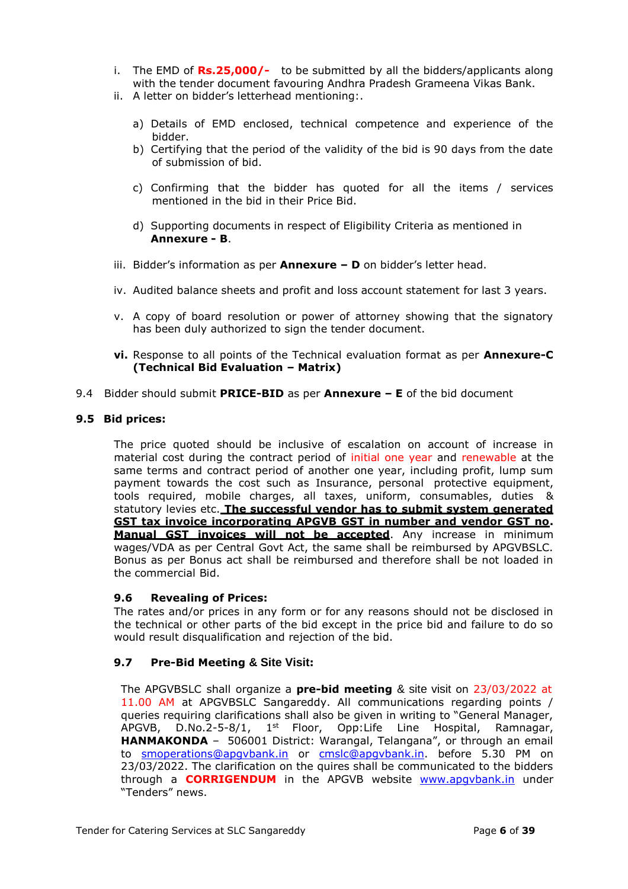i. The EMD of **Rs.25,000/-** to be submitted by all the bidders/applicants along with the tender document favouring Andhra Pradesh Grameena Vikas Bank.

ii. A letter on bidder's letterhead mentioning:.

   a) Details of EMD enclosed, technical competence and experience of the bidder.

   b) Certifying that the period of the validity of the bid is 90 days from the date of submission of bid.

   c) Confirming that the bidder has quoted for all the items / services mentioned in the bid in their Price Bid.

   d) Supporting documents in respect of Eligibility Criteria as mentioned in **Annexure - B**.

iii. Bidder's information as per **Annexure – D** on bidder's letter head.

iv. Audited balance sheets and profit and loss account statement for last 3 years.

v. A copy of board resolution or power of attorney showing that the signatory has been duly authorized to sign the tender document.

**vi.** Response to all points of the Technical evaluation format as per **Annexure-C (Technical Bid Evaluation – Matrix)**

9.4 Bidder should submit **PRICE-BID** as per **Annexure – E** of the bid document

**9.5 Bid prices:**

The price quoted should be inclusive of escalation on account of increase in material cost during the contract period of initial one year and renewable at the same terms and contract period of another one year, including profit, lump sum payment towards the cost such as Insurance, personal protective equipment, tools required, mobile charges, all taxes, uniform, consumables, duties & statutory levies etc. **The successful vendor has to submit system generated GST tax invoice incorporating APGVB GST in number and vendor GST no. Manual GST invoices will not be accepted**. Any increase in minimum wages/VDA as per Central Govt Act, the same shall be reimbursed by APGVBSLC. Bonus as per Bonus act shall be reimbursed and therefore shall be not loaded in the commercial Bid.

**9.6 Revealing of Prices:**

The rates and/or prices in any form or for any reasons should not be disclosed in the technical or other parts of the bid except in the price bid and failure to do so would result disqualification and rejection of the bid.

**9.7 Pre-Bid Meeting & Site Visit:**

The APGVBSLC shall organize a **pre-bid meeting** & site visit on 23/03/2022 at 11.00 AM at APGVBSLC Sangareddy. All communications regarding points / queries requiring clarifications shall also be given in writing to "General Manager, APGVB, D.No.2-5-8/1, 1st Floor, Opp:Life Line Hospital, Ramnagar, **HANMAKONDA** – 506001 District: Warangal, Telangana", or through an email to smoperations@apgvbank.in or cmslc@apgvbank.in. before 5.30 PM on 23/03/2022. The clarification on the quires shall be communicated to the bidders through a **CORRIGENDUM** in the APGVB website www.apgvbank.in under "Tenders" news.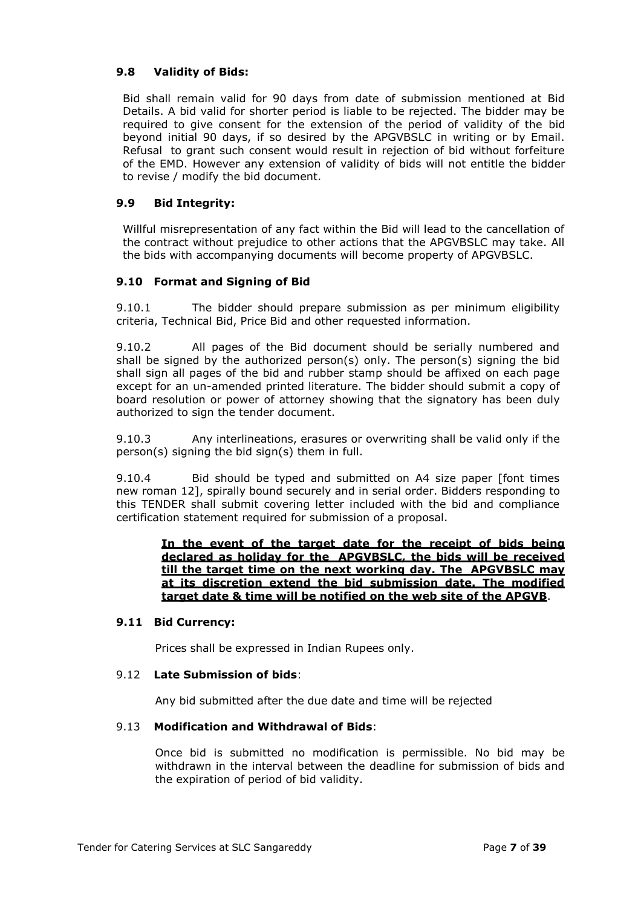### 9.8 Validity of Bids:

Bid shall remain valid for 90 days from date of submission mentioned at Bid Details. A bid valid for shorter period is liable to be rejected. The bidder may be required to give consent for the extension of the period of validity of the bid beyond initial 90 days, if so desired by the APGVBSLC in writing or by Email. Refusal to grant such consent would result in rejection of bid without forfeiture of the EMD. However any extension of validity of bids will not entitle the bidder to revise / modify the bid document.

### 9.9 Bid Integrity:

Willful misrepresentation of any fact within the Bid will lead to the cancellation of the contract without prejudice to other actions that the APGVBSLC may take. All the bids with accompanying documents will become property of APGVBSLC.

### 9.10 Format and Signing of Bid

9.10.1 The bidder should prepare submission as per minimum eligibility criteria, Technical Bid, Price Bid and other requested information.

9.10.2 All pages of the Bid document should be serially numbered and shall be signed by the authorized person(s) only. The person(s) signing the bid shall sign all pages of the bid and rubber stamp should be affixed on each page except for an un-amended printed literature. The bidder should submit a copy of board resolution or power of attorney showing that the signatory has been duly authorized to sign the tender document.

9.10.3 Any interlineations, erasures or overwriting shall be valid only if the person(s) signing the bid sign(s) them in full.

9.10.4 Bid should be typed and submitted on A4 size paper [font times new roman 12], spirally bound securely and in serial order. Bidders responding to this TENDER shall submit covering letter included with the bid and compliance certification statement required for submission of a proposal.

> **In the event of the target date for the receipt of bids being declared as holiday for the APGVBSLC, the bids will be received till the target time on the next working day. The APGVBSLC may at its discretion extend the bid submission date. The modified target date & time will be notified on the web site of the APGVB**.

### 9.11 Bid Currency:

Prices shall be expressed in Indian Rupees only.

### 9.12 Late Submission of bids:

Any bid submitted after the due date and time will be rejected

### 9.13 Modification and Withdrawal of Bids:

Once bid is submitted no modification is permissible. No bid may be withdrawn in the interval between the deadline for submission of bids and the expiration of period of bid validity.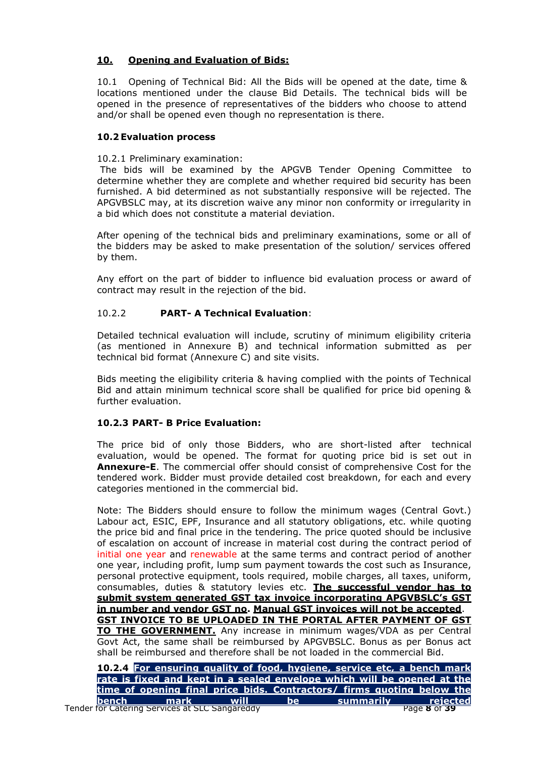## 10. Opening and Evaluation of Bids:

10.1 Opening of Technical Bid: All the Bids will be opened at the date, time & locations mentioned under the clause Bid Details. The technical bids will be opened in the presence of representatives of the bidders who choose to attend and/or shall be opened even though no representation is there.

### 10.2 Evaluation process

10.2.1 Preliminary examination:

The bids will be examined by the APGVB Tender Opening Committee to determine whether they are complete and whether required bid security has been furnished. A bid determined as not substantially responsive will be rejected. The APGVBSLC may, at its discretion waive any minor non conformity or irregularity in a bid which does not constitute a material deviation.

After opening of the technical bids and preliminary examinations, some or all of the bidders may be asked to make presentation of the solution/ services offered by them.

Any effort on the part of bidder to influence bid evaluation process or award of contract may result in the rejection of the bid.

10.2.2 **PART- A Technical Evaluation**:

Detailed technical evaluation will include, scrutiny of minimum eligibility criteria (as mentioned in Annexure B) and technical information submitted as per technical bid format (Annexure C) and site visits.

Bids meeting the eligibility criteria & having complied with the points of Technical Bid and attain minimum technical score shall be qualified for price bid opening & further evaluation.

**10.2.3 PART- B Price Evaluation:**

The price bid of only those Bidders, who are short-listed after technical evaluation, would be opened. The format for quoting price bid is set out in **Annexure-E**. The commercial offer should consist of comprehensive Cost for the tendered work. Bidder must provide detailed cost breakdown, for each and every categories mentioned in the commercial bid.

Note: The Bidders should ensure to follow the minimum wages (Central Govt.) Labour act, ESIC, EPF, Insurance and all statutory obligations, etc. while quoting the price bid and final price in the tendering. The price quoted should be inclusive of escalation on account of increase in material cost during the contract period of initial one year and renewable at the same terms and contract period of another one year, including profit, lump sum payment towards the cost such as Insurance, personal protective equipment, tools required, mobile charges, all taxes, uniform, consumables, duties & statutory levies etc. **The successful vendor has to submit system generated GST tax invoice incorporating APGVBSLC's GST in number and vendor GST no**. **Manual GST invoices will not be accepted**. **GST INVOICE TO BE UPLOADED IN THE PORTAL AFTER PAYMENT OF GST TO THE GOVERNMENT.** Any increase in minimum wages/VDA as per Central Govt Act, the same shall be reimbursed by APGVBSLC. Bonus as per Bonus act shall be reimbursed and therefore shall be not loaded in the commercial Bid.

**10.2.4 For ensuring quality of food, hygiene, service etc, a bench mark rate is fixed and kept in a sealed envelope which will be opened at the time of opening final price bids. Contractors/ firms quoting below the bench mark will be summarily rejected**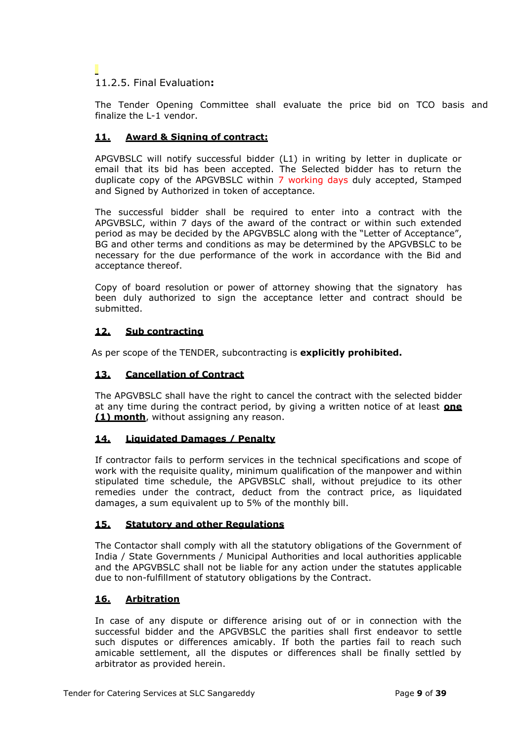### 11.2.5. Final Evaluation**:**

The Tender Opening Committee shall evaluate the price bid on TCO basis and finalize the L-1 vendor.

## 11. Award & Signing of contract:

APGVBSLC will notify successful bidder (L1) in writing by letter in duplicate or email that its bid has been accepted. The Selected bidder has to return the duplicate copy of the APGVBSLC within 7 working days duly accepted, Stamped and Signed by Authorized in token of acceptance.

The successful bidder shall be required to enter into a contract with the APGVBSLC, within 7 days of the award of the contract or within such extended period as may be decided by the APGVBSLC along with the "Letter of Acceptance", BG and other terms and conditions as may be determined by the APGVBSLC to be necessary for the due performance of the work in accordance with the Bid and acceptance thereof.

Copy of board resolution or power of attorney showing that the signatory has been duly authorized to sign the acceptance letter and contract should be submitted.

## 12. Sub contracting

As per scope of the TENDER, subcontracting is **explicitly prohibited.**

## 13. Cancellation of Contract

The APGVBSLC shall have the right to cancel the contract with the selected bidder at any time during the contract period, by giving a written notice of at least **one (1) month**, without assigning any reason.

## 14. Liquidated Damages / Penalty

If contractor fails to perform services in the technical specifications and scope of work with the requisite quality, minimum qualification of the manpower and within stipulated time schedule, the APGVBSLC shall, without prejudice to its other remedies under the contract, deduct from the contract price, as liquidated damages, a sum equivalent up to 5% of the monthly bill.

## 15. Statutory and other Regulations

The Contactor shall comply with all the statutory obligations of the Government of India / State Governments / Municipal Authorities and local authorities applicable and the APGVBSLC shall not be liable for any action under the statutes applicable due to non-fulfillment of statutory obligations by the Contract.

## 16. Arbitration

In case of any dispute or difference arising out of or in connection with the successful bidder and the APGVBSLC the parities shall first endeavor to settle such disputes or differences amicably. If both the parties fail to reach such amicable settlement, all the disputes or differences shall be finally settled by arbitrator as provided herein.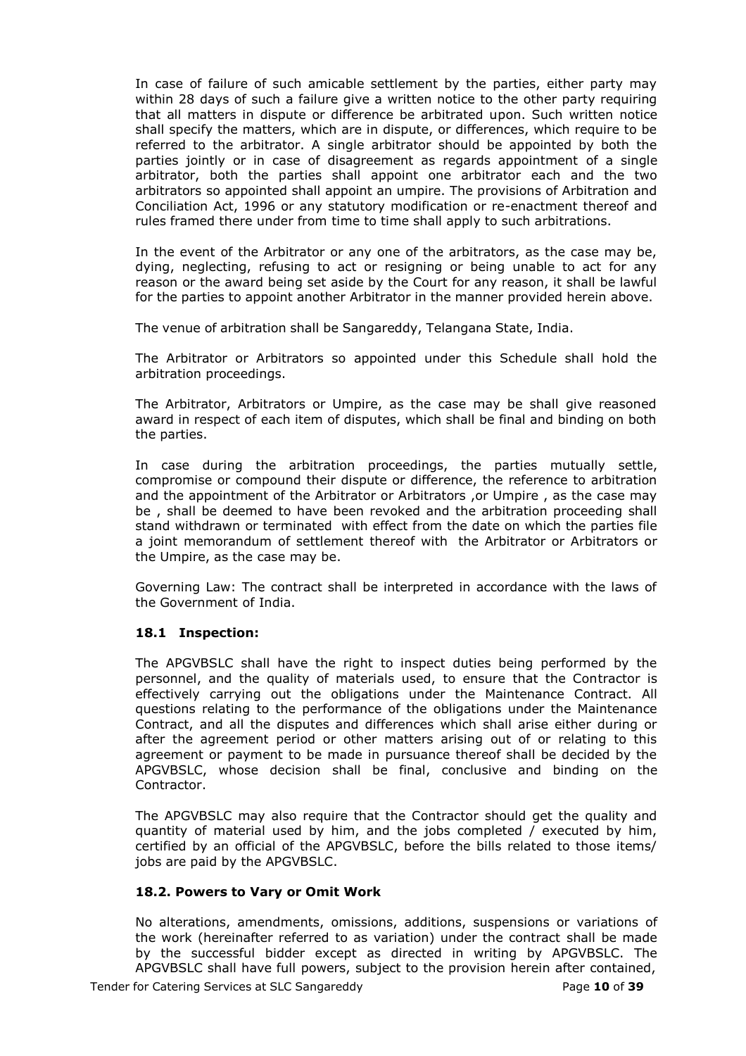In case of failure of such amicable settlement by the parties, either party may within 28 days of such a failure give a written notice to the other party requiring that all matters in dispute or difference be arbitrated upon. Such written notice shall specify the matters, which are in dispute, or differences, which require to be referred to the arbitrator. A single arbitrator should be appointed by both the parties jointly or in case of disagreement as regards appointment of a single arbitrator, both the parties shall appoint one arbitrator each and the two arbitrators so appointed shall appoint an umpire. The provisions of Arbitration and Conciliation Act, 1996 or any statutory modification or re-enactment thereof and rules framed there under from time to time shall apply to such arbitrations.

In the event of the Arbitrator or any one of the arbitrators, as the case may be, dying, neglecting, refusing to act or resigning or being unable to act for any reason or the award being set aside by the Court for any reason, it shall be lawful for the parties to appoint another Arbitrator in the manner provided herein above.

The venue of arbitration shall be Sangareddy, Telangana State, India.

The Arbitrator or Arbitrators so appointed under this Schedule shall hold the arbitration proceedings.

The Arbitrator, Arbitrators or Umpire, as the case may be shall give reasoned award in respect of each item of disputes, which shall be final and binding on both the parties.

In case during the arbitration proceedings, the parties mutually settle, compromise or compound their dispute or difference, the reference to arbitration and the appointment of the Arbitrator or Arbitrators ,or Umpire , as the case may be , shall be deemed to have been revoked and the arbitration proceeding shall stand withdrawn or terminated with effect from the date on which the parties file a joint memorandum of settlement thereof with the Arbitrator or Arbitrators or the Umpire, as the case may be.

Governing Law: The contract shall be interpreted in accordance with the laws of the Government of India.

### 18.1 Inspection:

The APGVBSLC shall have the right to inspect duties being performed by the personnel, and the quality of materials used, to ensure that the Contractor is effectively carrying out the obligations under the Maintenance Contract. All questions relating to the performance of the obligations under the Maintenance Contract, and all the disputes and differences which shall arise either during or after the agreement period or other matters arising out of or relating to this agreement or payment to be made in pursuance thereof shall be decided by the APGVBSLC, whose decision shall be final, conclusive and binding on the Contractor.

The APGVBSLC may also require that the Contractor should get the quality and quantity of material used by him, and the jobs completed / executed by him, certified by an official of the APGVBSLC, before the bills related to those items/ jobs are paid by the APGVBSLC.

### 18.2. Powers to Vary or Omit Work

No alterations, amendments, omissions, additions, suspensions or variations of the work (hereinafter referred to as variation) under the contract shall be made by the successful bidder except as directed in writing by APGVBSLC. The APGVBSLC shall have full powers, subject to the provision herein after contained,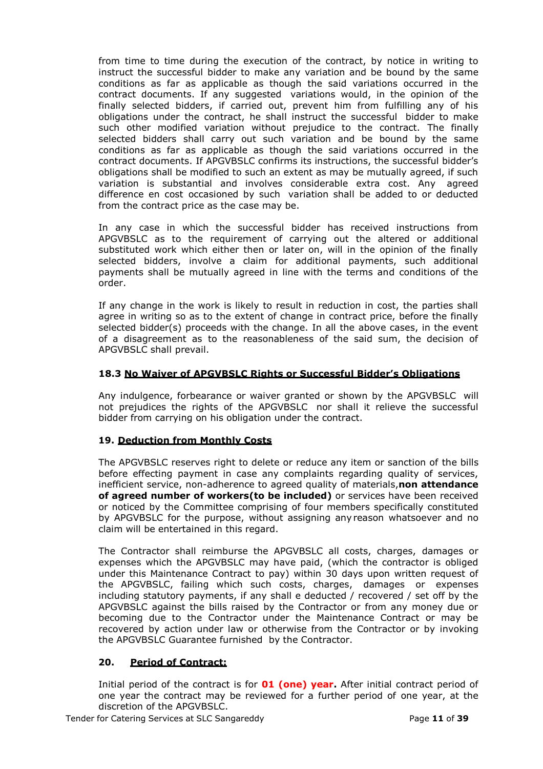from time to time during the execution of the contract, by notice in writing to instruct the successful bidder to make any variation and be bound by the same conditions as far as applicable as though the said variations occurred in the contract documents. If any suggested variations would, in the opinion of the finally selected bidders, if carried out, prevent him from fulfilling any of his obligations under the contract, he shall instruct the successful bidder to make such other modified variation without prejudice to the contract. The finally selected bidders shall carry out such variation and be bound by the same conditions as far as applicable as though the said variations occurred in the contract documents. If APGVBSLC confirms its instructions, the successful bidder's obligations shall be modified to such an extent as may be mutually agreed, if such variation is substantial and involves considerable extra cost. Any agreed difference en cost occasioned by such variation shall be added to or deducted from the contract price as the case may be.

In any case in which the successful bidder has received instructions from APGVBSLC as to the requirement of carrying out the altered or additional substituted work which either then or later on, will in the opinion of the finally selected bidders, involve a claim for additional payments, such additional payments shall be mutually agreed in line with the terms and conditions of the order.

If any change in the work is likely to result in reduction in cost, the parties shall agree in writing so as to the extent of change in contract price, before the finally selected bidder(s) proceeds with the change. In all the above cases, in the event of a disagreement as to the reasonableness of the said sum, the decision of APGVBSLC shall prevail.

### 18.3 No Waiver of APGVBSLC Rights or Successful Bidder's Obligations

Any indulgence, forbearance or waiver granted or shown by the APGVBSLC will not prejudices the rights of the APGVBSLC nor shall it relieve the successful bidder from carrying on his obligation under the contract.

### 19. Deduction from Monthly Costs

The APGVBSLC reserves right to delete or reduce any item or sanction of the bills before effecting payment in case any complaints regarding quality of services, inefficient service, non-adherence to agreed quality of materials, **non attendance of agreed number of workers(to be included)** or services have been received or noticed by the Committee comprising of four members specifically constituted by APGVBSLC for the purpose, without assigning any reason whatsoever and no claim will be entertained in this regard.

The Contractor shall reimburse the APGVBSLC all costs, charges, damages or expenses which the APGVBSLC may have paid, (which the contractor is obliged under this Maintenance Contract to pay) within 30 days upon written request of the APGVBSLC, failing which such costs, charges, damages or expenses including statutory payments, if any shall e deducted / recovered / set off by the APGVBSLC against the bills raised by the Contractor or from any money due or becoming due to the Contractor under the Maintenance Contract or may be recovered by action under law or otherwise from the Contractor or by invoking the APGVBSLC Guarantee furnished by the Contractor.

### 20. Period of Contract:

Initial period of the contract is for **01 (one) year.** After initial contract period of one year the contract may be reviewed for a further period of one year, at the discretion of the APGVBSLC.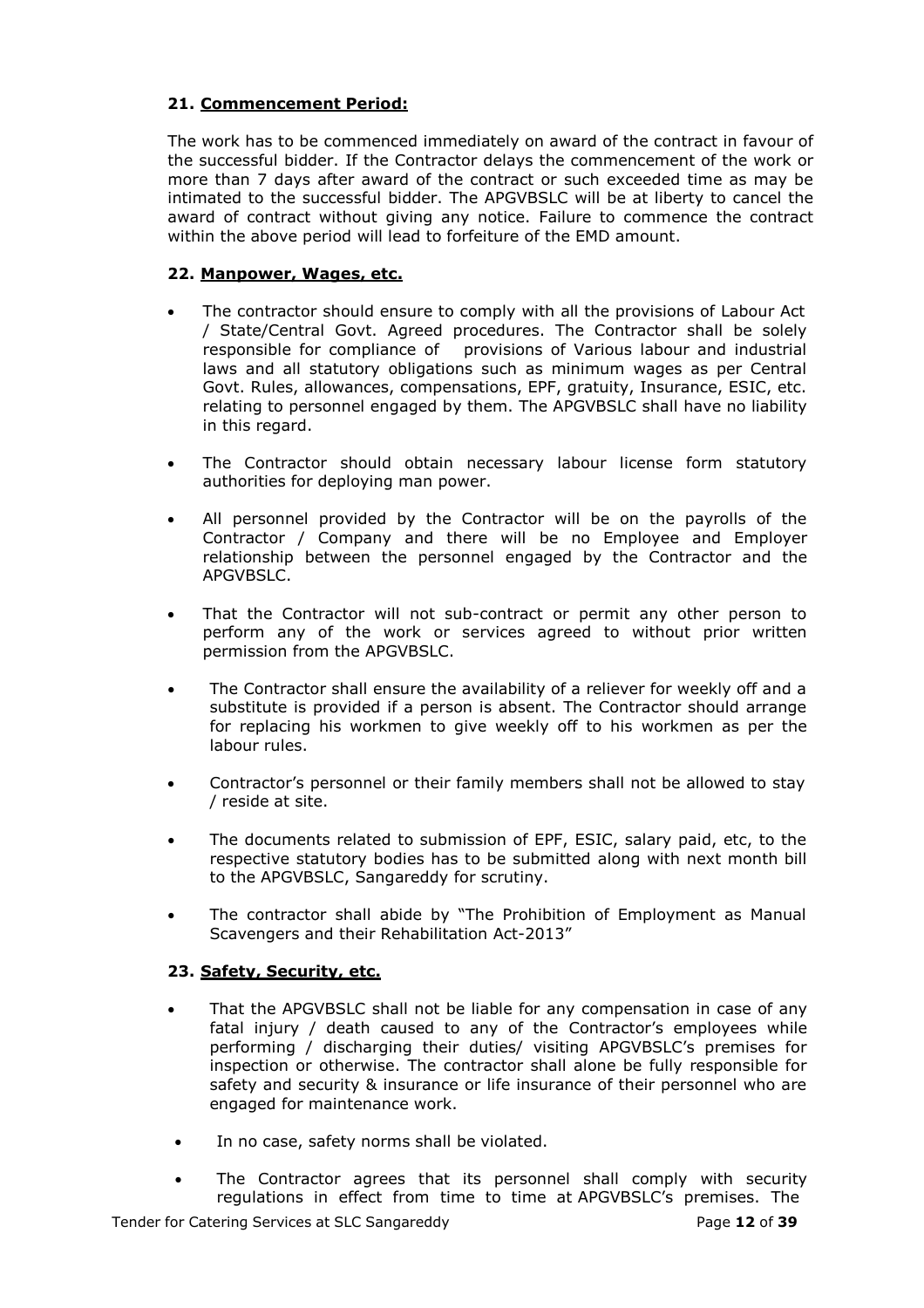### 21. Commencement Period:

The work has to be commenced immediately on award of the contract in favour of the successful bidder. If the Contractor delays the commencement of the work or more than 7 days after award of the contract or such exceeded time as may be intimated to the successful bidder. The APGVBSLC will be at liberty to cancel the award of contract without giving any notice. Failure to commence the contract within the above period will lead to forfeiture of the EMD amount.

### 22. Manpower, Wages, etc.

- The contractor should ensure to comply with all the provisions of Labour Act / State/Central Govt. Agreed procedures. The Contractor shall be solely responsible for compliance of provisions of Various labour and industrial laws and all statutory obligations such as minimum wages as per Central Govt. Rules, allowances, compensations, EPF, gratuity, Insurance, ESIC, etc. relating to personnel engaged by them. The APGVBSLC shall have no liability in this regard.
- The Contractor should obtain necessary labour license form statutory authorities for deploying man power.
- All personnel provided by the Contractor will be on the payrolls of the Contractor / Company and there will be no Employee and Employer relationship between the personnel engaged by the Contractor and the APGVBSLC.
- That the Contractor will not sub-contract or permit any other person to perform any of the work or services agreed to without prior written permission from the APGVBSLC.
- The Contractor shall ensure the availability of a reliever for weekly off and a substitute is provided if a person is absent. The Contractor should arrange for replacing his workmen to give weekly off to his workmen as per the labour rules.
- Contractor's personnel or their family members shall not be allowed to stay / reside at site.
- The documents related to submission of EPF, ESIC, salary paid, etc, to the respective statutory bodies has to be submitted along with next month bill to the APGVBSLC, Sangareddy for scrutiny.
- The contractor shall abide by "The Prohibition of Employment as Manual Scavengers and their Rehabilitation Act-2013"

### 23. Safety, Security, etc.

- That the APGVBSLC shall not be liable for any compensation in case of any fatal injury / death caused to any of the Contractor's employees while performing / discharging their duties/ visiting APGVBSLC's premises for inspection or otherwise. The contractor shall alone be fully responsible for safety and security & insurance or life insurance of their personnel who are engaged for maintenance work.
- In no case, safety norms shall be violated.
- The Contractor agrees that its personnel shall comply with security regulations in effect from time to time at APGVBSLC's premises. The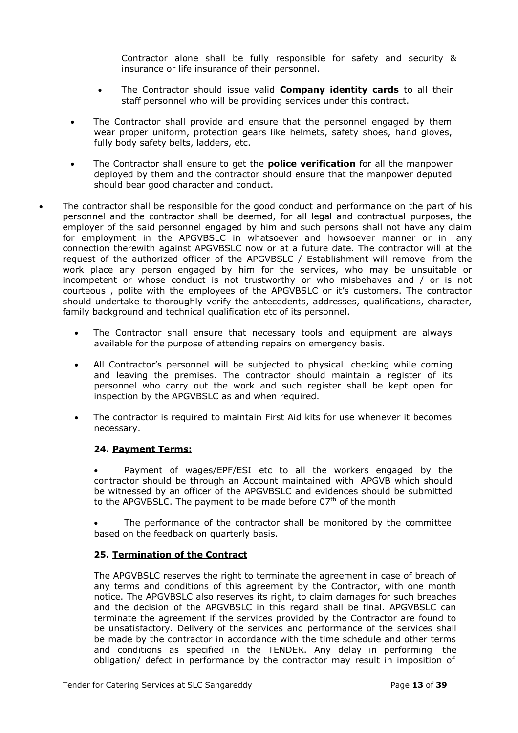Contractor alone shall be fully responsible for safety and security & insurance or life insurance of their personnel.

- The Contractor should issue valid **Company identity cards** to all their staff personnel who will be providing services under this contract.
- The Contractor shall provide and ensure that the personnel engaged by them wear proper uniform, protection gears like helmets, safety shoes, hand gloves, fully body safety belts, ladders, etc.
- The Contractor shall ensure to get the **police verification** for all the manpower deployed by them and the contractor should ensure that the manpower deputed should bear good character and conduct.
- The contractor shall be responsible for the good conduct and performance on the part of his personnel and the contractor shall be deemed, for all legal and contractual purposes, the employer of the said personnel engaged by him and such persons shall not have any claim for employment in the APGVBSLC in whatsoever and howsoever manner or in any connection therewith against APGVBSLC now or at a future date. The contractor will at the request of the authorized officer of the APGVBSLC / Establishment will remove from the work place any person engaged by him for the services, who may be unsuitable or incompetent or whose conduct is not trustworthy or who misbehaves and / or is not courteous , polite with the employees of the APGVBSLC or it's customers. The contractor should undertake to thoroughly verify the antecedents, addresses, qualifications, character, family background and technical qualification etc of its personnel.
- The Contractor shall ensure that necessary tools and equipment are always available for the purpose of attending repairs on emergency basis.
- All Contractor's personnel will be subjected to physical checking while coming and leaving the premises. The contractor should maintain a register of its personnel who carry out the work and such register shall be kept open for inspection by the APGVBSLC as and when required.
- The contractor is required to maintain First Aid kits for use whenever it becomes necessary.

### 24. Payment Terms:

- Payment of wages/EPF/ESI etc to all the workers engaged by the contractor should be through an Account maintained with APGVB which should be witnessed by an officer of the APGVBSLC and evidences should be submitted to the APGVBSLC. The payment to be made before 07th of the month
- The performance of the contractor shall be monitored by the committee based on the feedback on quarterly basis.

### 25. Termination of the Contract

The APGVBSLC reserves the right to terminate the agreement in case of breach of any terms and conditions of this agreement by the Contractor, with one month notice. The APGVBSLC also reserves its right, to claim damages for such breaches and the decision of the APGVBSLC in this regard shall be final. APGVBSLC can terminate the agreement if the services provided by the Contractor are found to be unsatisfactory. Delivery of the services and performance of the services shall be made by the contractor in accordance with the time schedule and other terms and conditions as specified in the TENDER. Any delay in performing the obligation/ defect in performance by the contractor may result in imposition of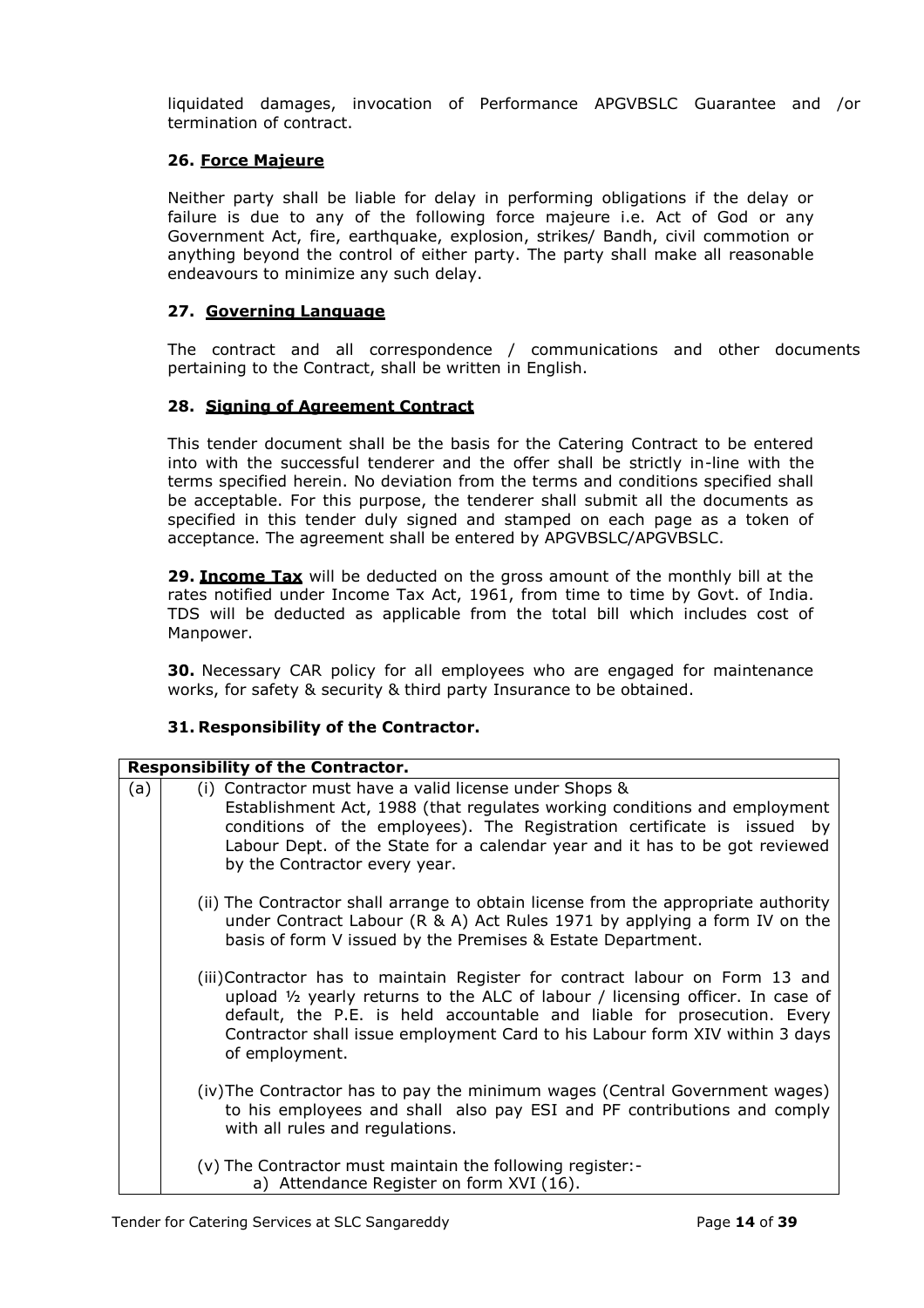liquidated damages, invocation of Performance APGVBSLC Guarantee and /or termination of contract.

### 26. Force Majeure

Neither party shall be liable for delay in performing obligations if the delay or failure is due to any of the following force majeure i.e. Act of God or any Government Act, fire, earthquake, explosion, strikes/ Bandh, civil commotion or anything beyond the control of either party. The party shall make all reasonable endeavours to minimize any such delay.

### 27. Governing Language

The contract and all correspondence / communications and other documents pertaining to the Contract, shall be written in English.

### 28. Signing of Agreement Contract

This tender document shall be the basis for the Catering Contract to be entered into with the successful tenderer and the offer shall be strictly in-line with the terms specified herein. No deviation from the terms and conditions specified shall be acceptable. For this purpose, the tenderer shall submit all the documents as specified in this tender duly signed and stamped on each page as a token of acceptance. The agreement shall be entered by APGVBSLC/APGVBSLC.

**29. Income Tax** will be deducted on the gross amount of the monthly bill at the rates notified under Income Tax Act, 1961, from time to time by Govt. of India. TDS will be deducted as applicable from the total bill which includes cost of Manpower.

**30.** Necessary CAR policy for all employees who are engaged for maintenance works, for safety & security & third party Insurance to be obtained.

### 31. Responsibility of the Contractor.

| Responsibility of the Contractor. | |
|---|---|
| (a) | (i) Contractor must have a valid license under Shops & Establishment Act, 1988 (that regulates working conditions and employment conditions of the employees). The Registration certificate is issued by Labour Dept. of the State for a calendar year and it has to be got reviewed by the Contractor every year.<br><br>(ii) The Contractor shall arrange to obtain license from the appropriate authority under Contract Labour (R & A) Act Rules 1971 by applying a form IV on the basis of form V issued by the Premises & Estate Department.<br><br>(iii) Contractor has to maintain Register for contract labour on Form 13 and upload ½ yearly returns to the ALC of labour / licensing officer. In case of default, the P.E. is held accountable and liable for prosecution. Every Contractor shall issue employment Card to his Labour form XIV within 3 days of employment.<br><br>(iv) The Contractor has to pay the minimum wages (Central Government wages) to his employees and shall also pay ESI and PF contributions and comply with all rules and regulations.<br><br>(v) The Contractor must maintain the following register:-<br>a) Attendance Register on form XVI (16). |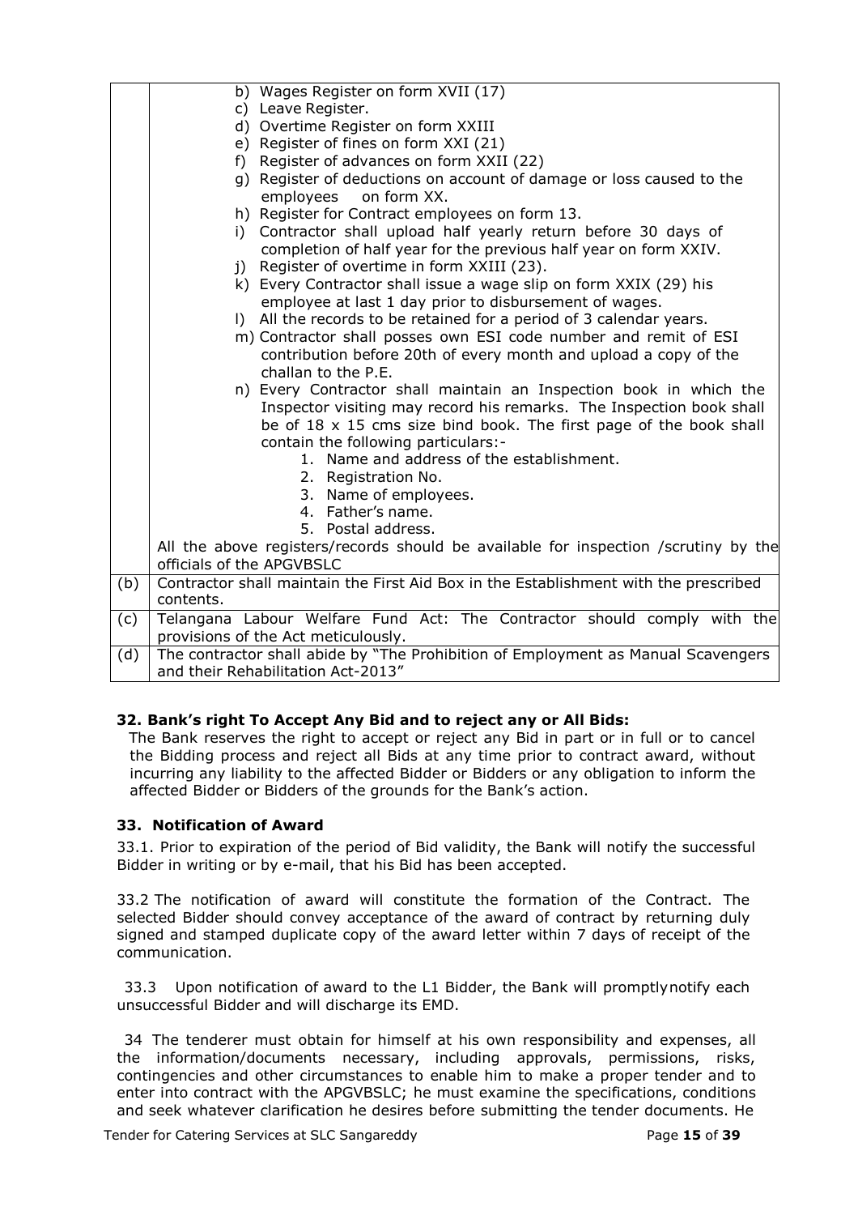| | |
|---|---|
| | b) Wages Register on form XVII (17)<br>c) Leave Register.<br>d) Overtime Register on form XXIII<br>e) Register of fines on form XXI (21)<br>f) Register of advances on form XXII (22)<br>g) Register of deductions on account of damage or loss caused to the employees on form XX.<br>h) Register for Contract employees on form 13.<br>i) Contractor shall upload half yearly return before 30 days of completion of half year for the previous half year on form XXIV.<br>j) Register of overtime in form XXIII (23).<br>k) Every Contractor shall issue a wage slip on form XXIX (29) his employee at last 1 day prior to disbursement of wages.<br>l) All the records to be retained for a period of 3 calendar years.<br>m) Contractor shall posses own ESI code number and remit of ESI contribution before 20th of every month and upload a copy of the challan to the P.E.<br>n) Every Contractor shall maintain an Inspection book in which the Inspector visiting may record his remarks. The Inspection book shall be of 18 x 15 cms size bind book. The first page of the book shall contain the following particulars:-<br>1. Name and address of the establishment.<br>2. Registration No.<br>3. Name of employees.<br>4. Father's name.<br>5. Postal address.<br>All the above registers/records should be available for inspection /scrutiny by the officials of the APGVBSLC |
| (b) | Contractor shall maintain the First Aid Box in the Establishment with the prescribed contents. |
| (c) | Telangana Labour Welfare Fund Act: The Contractor should comply with the provisions of the Act meticulously. |
| (d) | The contractor shall abide by "The Prohibition of Employment as Manual Scavengers and their Rehabilitation Act-2013" |

### 32. Bank's right To Accept Any Bid and to reject any or All Bids:

The Bank reserves the right to accept or reject any Bid in part or in full or to cancel the Bidding process and reject all Bids at any time prior to contract award, without incurring any liability to the affected Bidder or Bidders or any obligation to inform the affected Bidder or Bidders of the grounds for the Bank's action.

### 33. Notification of Award

33.1. Prior to expiration of the period of Bid validity, the Bank will notify the successful Bidder in writing or by e-mail, that his Bid has been accepted.

33.2 The notification of award will constitute the formation of the Contract. The selected Bidder should convey acceptance of the award of contract by returning duly signed and stamped duplicate copy of the award letter within 7 days of receipt of the communication.

33.3 Upon notification of award to the L1 Bidder, the Bank will promptlynotify each unsuccessful Bidder and will discharge its EMD.

34 The tenderer must obtain for himself at his own responsibility and expenses, all the information/documents necessary, including approvals, permissions, risks, contingencies and other circumstances to enable him to make a proper tender and to enter into contract with the APGVBSLC; he must examine the specifications, conditions and seek whatever clarification he desires before submitting the tender documents. He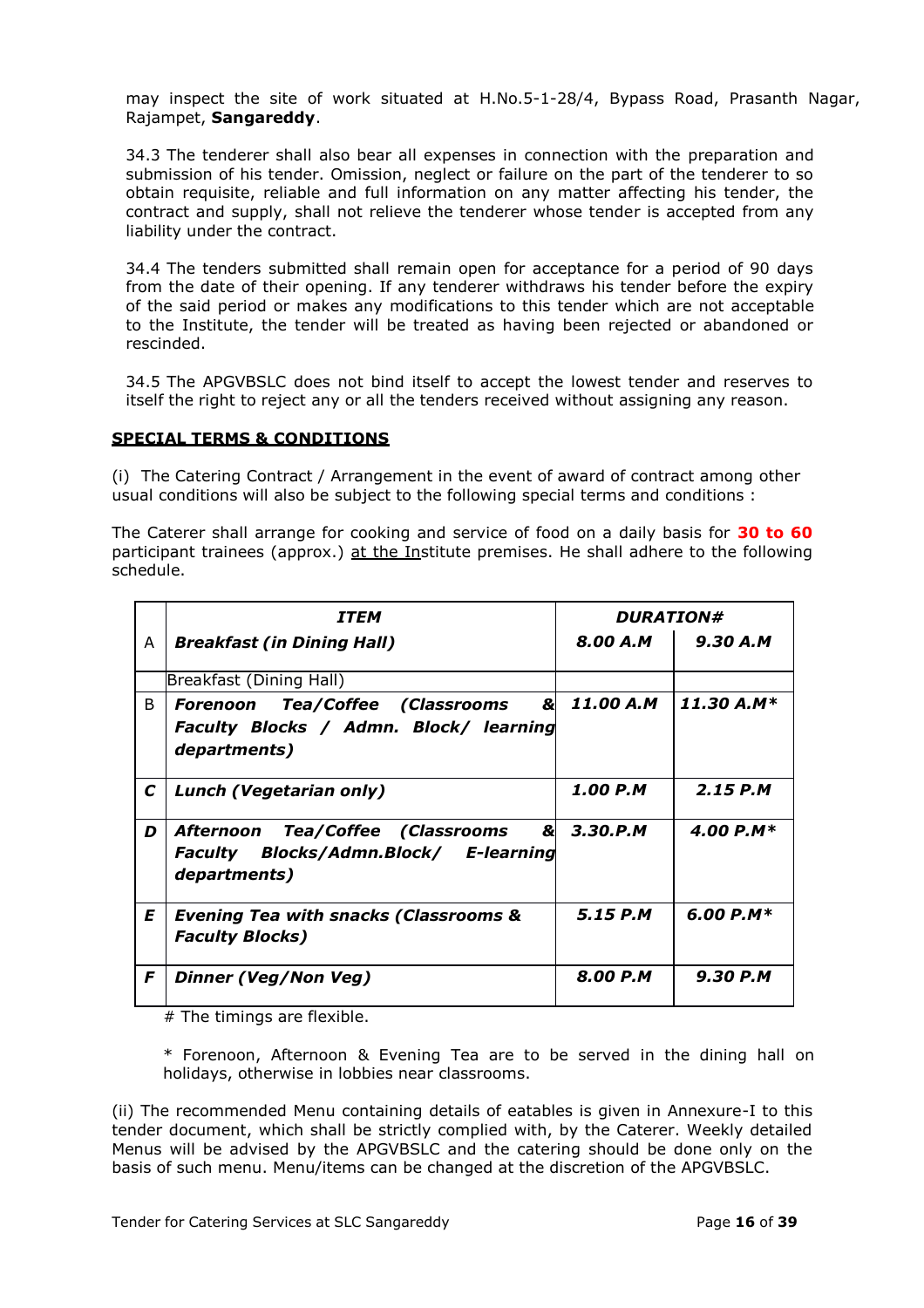may inspect the site of work situated at H.No.5-1-28/4, Bypass Road, Prasanth Nagar, Rajampet, **Sangareddy**.

34.3 The tenderer shall also bear all expenses in connection with the preparation and submission of his tender. Omission, neglect or failure on the part of the tenderer to so obtain requisite, reliable and full information on any matter affecting his tender, the contract and supply, shall not relieve the tenderer whose tender is accepted from any liability under the contract.

34.4 The tenders submitted shall remain open for acceptance for a period of 90 days from the date of their opening. If any tenderer withdraws his tender before the expiry of the said period or makes any modifications to this tender which are not acceptable to the Institute, the tender will be treated as having been rejected or abandoned or rescinded.

34.5 The APGVBSLC does not bind itself to accept the lowest tender and reserves to itself the right to reject any or all the tenders received without assigning any reason.

## SPECIAL TERMS & CONDITIONS

(i) The Catering Contract / Arrangement in the event of award of contract among other usual conditions will also be subject to the following special terms and conditions :

The Caterer shall arrange for cooking and service of food on a daily basis for **30 to 60** participant trainees (approx.) at the Institute premises. He shall adhere to the following schedule.

| | ***ITEM*** | ***DURATION#*** | |
|---|---|---|---|
| A | ***Breakfast (in Dining Hall)*** | ***8.00 A.M*** | ***9.30 A.M*** |
| | Breakfast (Dining Hall) | | |
| B | ***Forenoon Tea/Coffee (Classrooms & Faculty Blocks / Admn. Block/ learning departments)*** | ***11.00 A.M*** | ***11.30 A.M**** |
| ***C*** | ***Lunch (Vegetarian only)*** | ***1.00 P.M*** | ***2.15 P.M*** |
| ***D*** | ***Afternoon Tea/Coffee (Classrooms & Faculty Blocks/Admn.Block/ E-learning departments)*** | ***3.30.P.M*** | ***4.00 P.M**** |
| ***E*** | ***Evening Tea with snacks (Classrooms & Faculty Blocks)*** | ***5.15 P.M*** | ***6.00 P.M**** |
| ***F*** | ***Dinner (Veg/Non Veg)*** | ***8.00 P.M*** | ***9.30 P.M*** |

# The timings are flexible.

* Forenoon, Afternoon & Evening Tea are to be served in the dining hall on holidays, otherwise in lobbies near classrooms.

(ii) The recommended Menu containing details of eatables is given in Annexure-I to this tender document, which shall be strictly complied with, by the Caterer. Weekly detailed Menus will be advised by the APGVBSLC and the catering should be done only on the basis of such menu. Menu/items can be changed at the discretion of the APGVBSLC.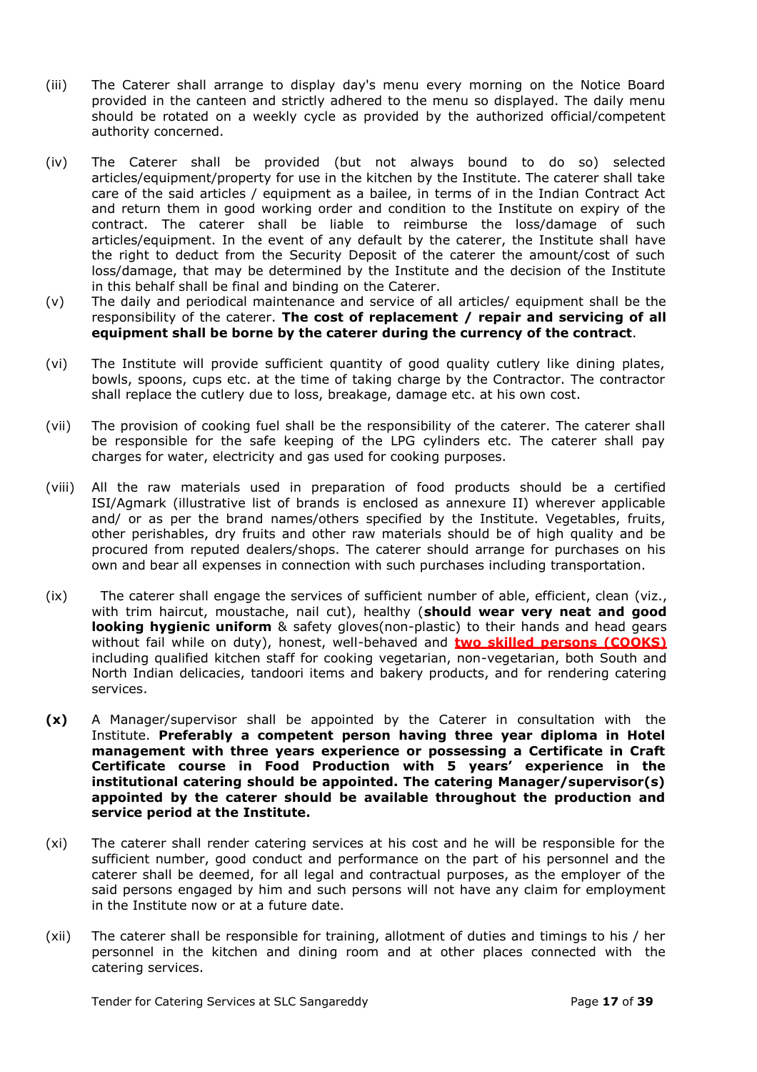(iii) The Caterer shall arrange to display day's menu every morning on the Notice Board provided in the canteen and strictly adhered to the menu so displayed. The daily menu should be rotated on a weekly cycle as provided by the authorized official/competent authority concerned.

(iv) The Caterer shall be provided (but not always bound to do so) selected articles/equipment/property for use in the kitchen by the Institute. The caterer shall take care of the said articles / equipment as a bailee, in terms of in the Indian Contract Act and return them in good working order and condition to the Institute on expiry of the contract. The caterer shall be liable to reimburse the loss/damage of such articles/equipment. In the event of any default by the caterer, the Institute shall have the right to deduct from the Security Deposit of the caterer the amount/cost of such loss/damage, that may be determined by the Institute and the decision of the Institute in this behalf shall be final and binding on the Caterer.

(v) The daily and periodical maintenance and service of all articles/ equipment shall be the responsibility of the caterer. **The cost of replacement / repair and servicing of all equipment shall be borne by the caterer during the currency of the contract**.

(vi) The Institute will provide sufficient quantity of good quality cutlery like dining plates, bowls, spoons, cups etc. at the time of taking charge by the Contractor. The contractor shall replace the cutlery due to loss, breakage, damage etc. at his own cost.

(vii) The provision of cooking fuel shall be the responsibility of the caterer. The caterer shall be responsible for the safe keeping of the LPG cylinders etc. The caterer shall pay charges for water, electricity and gas used for cooking purposes.

(viii) All the raw materials used in preparation of food products should be a certified ISI/Agmark (illustrative list of brands is enclosed as annexure II) wherever applicable and/ or as per the brand names/others specified by the Institute. Vegetables, fruits, other perishables, dry fruits and other raw materials should be of high quality and be procured from reputed dealers/shops. The caterer should arrange for purchases on his own and bear all expenses in connection with such purchases including transportation.

(ix) The caterer shall engage the services of sufficient number of able, efficient, clean (viz., with trim haircut, moustache, nail cut), healthy (**should wear very neat and good looking hygienic uniform** & safety gloves(non-plastic) to their hands and head gears without fail while on duty), honest, well-behaved and **two skilled persons (COOKS)** including qualified kitchen staff for cooking vegetarian, non-vegetarian, both South and North Indian delicacies, tandoori items and bakery products, and for rendering catering services.

**(x)** A Manager/supervisor shall be appointed by the Caterer in consultation with the Institute. **Preferably a competent person having three year diploma in Hotel management with three years experience or possessing a Certificate in Craft Certificate course in Food Production with 5 years' experience in the institutional catering should be appointed. The catering Manager/supervisor(s) appointed by the caterer should be available throughout the production and service period at the Institute.**

(xi) The caterer shall render catering services at his cost and he will be responsible for the sufficient number, good conduct and performance on the part of his personnel and the caterer shall be deemed, for all legal and contractual purposes, as the employer of the said persons engaged by him and such persons will not have any claim for employment in the Institute now or at a future date.

(xii) The caterer shall be responsible for training, allotment of duties and timings to his / her personnel in the kitchen and dining room and at other places connected with the catering services.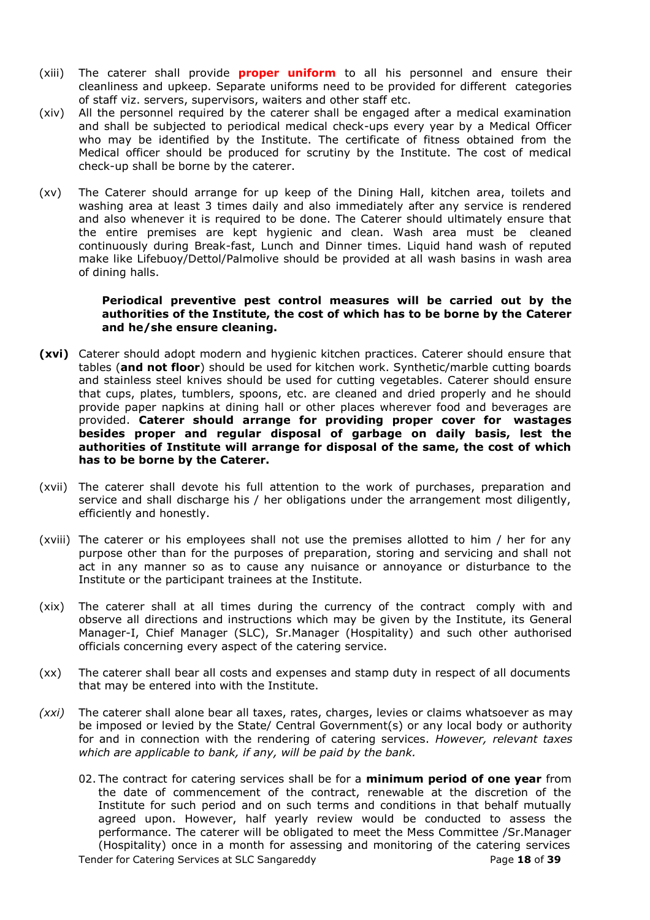(xiii) The caterer shall provide **proper uniform** to all his personnel and ensure their cleanliness and upkeep. Separate uniforms need to be provided for different categories of staff viz. servers, supervisors, waiters and other staff etc.

(xiv) All the personnel required by the caterer shall be engaged after a medical examination and shall be subjected to periodical medical check-ups every year by a Medical Officer who may be identified by the Institute. The certificate of fitness obtained from the Medical officer should be produced for scrutiny by the Institute. The cost of medical check-up shall be borne by the caterer.

(xv) The Caterer should arrange for up keep of the Dining Hall, kitchen area, toilets and washing area at least 3 times daily and also immediately after any service is rendered and also whenever it is required to be done. The Caterer should ultimately ensure that the entire premises are kept hygienic and clean. Wash area must be cleaned continuously during Break-fast, Lunch and Dinner times. Liquid hand wash of reputed make like Lifebuoy/Dettol/Palmolive should be provided at all wash basins in wash area of dining halls.

**Periodical preventive pest control measures will be carried out by the authorities of the Institute, the cost of which has to be borne by the Caterer and he/she ensure cleaning.**

**(xvi)** Caterer should adopt modern and hygienic kitchen practices. Caterer should ensure that tables (**and not floor**) should be used for kitchen work. Synthetic/marble cutting boards and stainless steel knives should be used for cutting vegetables. Caterer should ensure that cups, plates, tumblers, spoons, etc. are cleaned and dried properly and he should provide paper napkins at dining hall or other places wherever food and beverages are provided. **Caterer should arrange for providing proper cover for wastages besides proper and regular disposal of garbage on daily basis, lest the authorities of Institute will arrange for disposal of the same, the cost of which has to be borne by the Caterer.**

(xvii) The caterer shall devote his full attention to the work of purchases, preparation and service and shall discharge his / her obligations under the arrangement most diligently, efficiently and honestly.

(xviii) The caterer or his employees shall not use the premises allotted to him / her for any purpose other than for the purposes of preparation, storing and servicing and shall not act in any manner so as to cause any nuisance or annoyance or disturbance to the Institute or the participant trainees at the Institute.

(xix) The caterer shall at all times during the currency of the contract comply with and observe all directions and instructions which may be given by the Institute, its General Manager-I, Chief Manager (SLC), Sr.Manager (Hospitality) and such other authorised officials concerning every aspect of the catering service.

(xx) The caterer shall bear all costs and expenses and stamp duty in respect of all documents that may be entered into with the Institute.

*(xxi)* The caterer shall alone bear all taxes, rates, charges, levies or claims whatsoever as may be imposed or levied by the State/ Central Government(s) or any local body or authority for and in connection with the rendering of catering services. *However, relevant taxes which are applicable to bank, if any, will be paid by the bank.*

02. The contract for catering services shall be for a **minimum period of one year** from the date of commencement of the contract, renewable at the discretion of the Institute for such period and on such terms and conditions in that behalf mutually agreed upon. However, half yearly review would be conducted to assess the performance. The caterer will be obligated to meet the Mess Committee /Sr.Manager (Hospitality) once in a month for assessing and monitoring of the catering services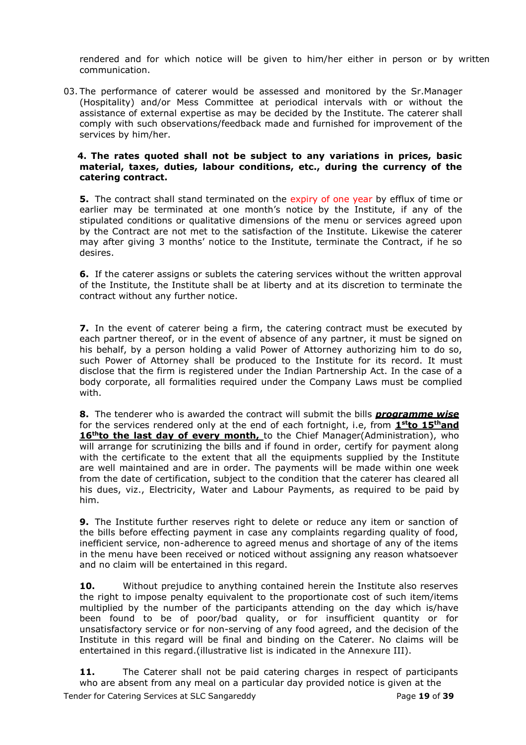rendered and for which notice will be given to him/her either in person or by written communication.

03. The performance of caterer would be assessed and monitored by the Sr.Manager (Hospitality) and/or Mess Committee at periodical intervals with or without the assistance of external expertise as may be decided by the Institute. The caterer shall comply with such observations/feedback made and furnished for improvement of the services by him/her.

**4. The rates quoted shall not be subject to any variations in prices, basic material, taxes, duties, labour conditions, etc., during the currency of the catering contract.**

**5.** The contract shall stand terminated on the expiry of one year by efflux of time or earlier may be terminated at one month's notice by the Institute, if any of the stipulated conditions or qualitative dimensions of the menu or services agreed upon by the Contract are not met to the satisfaction of the Institute. Likewise the caterer may after giving 3 months' notice to the Institute, terminate the Contract, if he so desires.

**6.** If the caterer assigns or sublets the catering services without the written approval of the Institute, the Institute shall be at liberty and at its discretion to terminate the contract without any further notice.

**7.** In the event of caterer being a firm, the catering contract must be executed by each partner thereof, or in the event of absence of any partner, it must be signed on his behalf, by a person holding a valid Power of Attorney authorizing him to do so, such Power of Attorney shall be produced to the Institute for its record. It must disclose that the firm is registered under the Indian Partnership Act. In the case of a body corporate, all formalities required under the Company Laws must be complied with.

**8.** The tenderer who is awarded the contract will submit the bills ***programme wise*** for the services rendered only at the end of each fortnight, i.e, from **1st to 15th and 16th to the last day of every month,** to the Chief Manager(Administration), who will arrange for scrutinizing the bills and if found in order, certify for payment along with the certificate to the extent that all the equipments supplied by the Institute are well maintained and are in order. The payments will be made within one week from the date of certification, subject to the condition that the caterer has cleared all his dues, viz., Electricity, Water and Labour Payments, as required to be paid by him.

**9.** The Institute further reserves right to delete or reduce any item or sanction of the bills before effecting payment in case any complaints regarding quality of food, inefficient service, non-adherence to agreed menus and shortage of any of the items in the menu have been received or noticed without assigning any reason whatsoever and no claim will be entertained in this regard.

**10.** Without prejudice to anything contained herein the Institute also reserves the right to impose penalty equivalent to the proportionate cost of such item/items multiplied by the number of the participants attending on the day which is/have been found to be of poor/bad quality, or for insufficient quantity or for unsatisfactory service or for non-serving of any food agreed, and the decision of the Institute in this regard will be final and binding on the Caterer. No claims will be entertained in this regard.(illustrative list is indicated in the Annexure III).

**11.** The Caterer shall not be paid catering charges in respect of participants who are absent from any meal on a particular day provided notice is given at the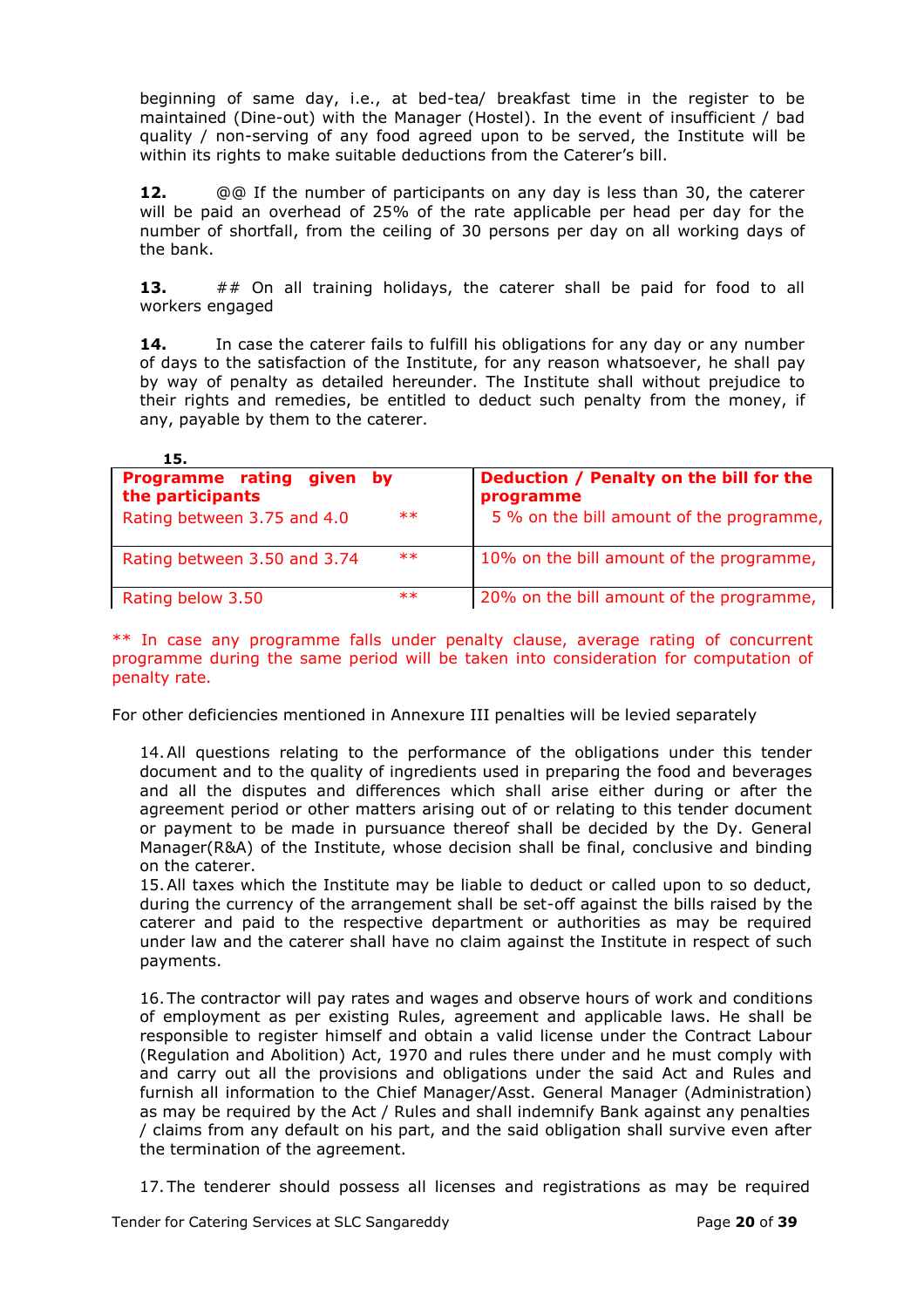beginning of same day, i.e., at bed-tea/ breakfast time in the register to be maintained (Dine-out) with the Manager (Hostel). In the event of insufficient / bad quality / non-serving of any food agreed upon to be served, the Institute will be within its rights to make suitable deductions from the Caterer's bill.

**12.** @@ If the number of participants on any day is less than 30, the caterer will be paid an overhead of 25% of the rate applicable per head per day for the number of shortfall, from the ceiling of 30 persons per day on all working days of the bank.

**13.** ## On all training holidays, the caterer shall be paid for food to all workers engaged

**14.** In case the caterer fails to fulfill his obligations for any day or any number of days to the satisfaction of the Institute, for any reason whatsoever, he shall pay by way of penalty as detailed hereunder. The Institute shall without prejudice to their rights and remedies, be entitled to deduct such penalty from the money, if any, payable by them to the caterer.

**15.**

| **Programme rating given by the participants** | **Deduction / Penalty on the bill for the programme** |
|---|---|
| Rating between 3.75 and 4.0 ** | 5 % on the bill amount of the programme, |
| Rating between 3.50 and 3.74 ** | 10% on the bill amount of the programme, |
| Rating below 3.50 ** | 20% on the bill amount of the programme, |

** In case any programme falls under penalty clause, average rating of concurrent programme during the same period will be taken into consideration for computation of penalty rate.

For other deficiencies mentioned in Annexure III penalties will be levied separately

14. All questions relating to the performance of the obligations under this tender document and to the quality of ingredients used in preparing the food and beverages and all the disputes and differences which shall arise either during or after the agreement period or other matters arising out of or relating to this tender document or payment to be made in pursuance thereof shall be decided by the Dy. General Manager(R&A) of the Institute, whose decision shall be final, conclusive and binding on the caterer.
15. All taxes which the Institute may be liable to deduct or called upon to so deduct, during the currency of the arrangement shall be set-off against the bills raised by the caterer and paid to the respective department or authorities as may be required under law and the caterer shall have no claim against the Institute in respect of such payments.

16. The contractor will pay rates and wages and observe hours of work and conditions of employment as per existing Rules, agreement and applicable laws. He shall be responsible to register himself and obtain a valid license under the Contract Labour (Regulation and Abolition) Act, 1970 and rules there under and he must comply with and carry out all the provisions and obligations under the said Act and Rules and furnish all information to the Chief Manager/Asst. General Manager (Administration) as may be required by the Act / Rules and shall indemnify Bank against any penalties / claims from any default on his part, and the said obligation shall survive even after the termination of the agreement.

17. The tenderer should possess all licenses and registrations as may be required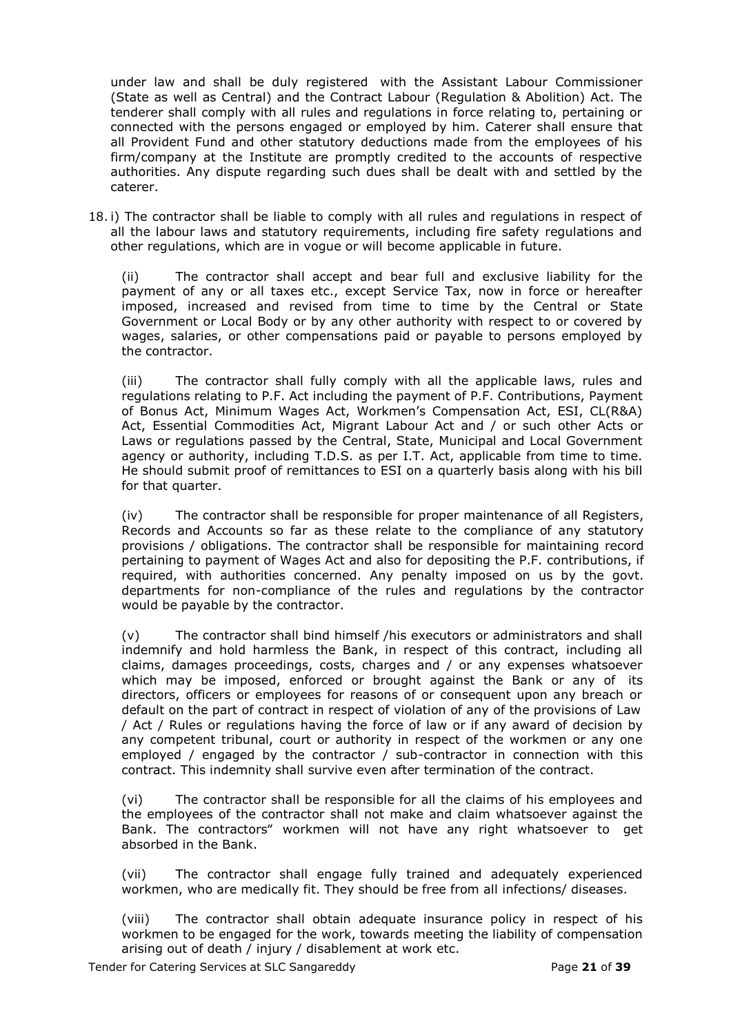under law and shall be duly registered with the Assistant Labour Commissioner (State as well as Central) and the Contract Labour (Regulation & Abolition) Act. The tenderer shall comply with all rules and regulations in force relating to, pertaining or connected with the persons engaged or employed by him. Caterer shall ensure that all Provident Fund and other statutory deductions made from the employees of his firm/company at the Institute are promptly credited to the accounts of respective authorities. Any dispute regarding such dues shall be dealt with and settled by the caterer.

18. i) The contractor shall be liable to comply with all rules and regulations in respect of all the labour laws and statutory requirements, including fire safety regulations and other regulations, which are in vogue or will become applicable in future.

(ii) The contractor shall accept and bear full and exclusive liability for the payment of any or all taxes etc., except Service Tax, now in force or hereafter imposed, increased and revised from time to time by the Central or State Government or Local Body or by any other authority with respect to or covered by wages, salaries, or other compensations paid or payable to persons employed by the contractor.

(iii) The contractor shall fully comply with all the applicable laws, rules and regulations relating to P.F. Act including the payment of P.F. Contributions, Payment of Bonus Act, Minimum Wages Act, Workmen's Compensation Act, ESI, CL(R&A) Act, Essential Commodities Act, Migrant Labour Act and / or such other Acts or Laws or regulations passed by the Central, State, Municipal and Local Government agency or authority, including T.D.S. as per I.T. Act, applicable from time to time. He should submit proof of remittances to ESI on a quarterly basis along with his bill for that quarter.

(iv) The contractor shall be responsible for proper maintenance of all Registers, Records and Accounts so far as these relate to the compliance of any statutory provisions / obligations. The contractor shall be responsible for maintaining record pertaining to payment of Wages Act and also for depositing the P.F. contributions, if required, with authorities concerned. Any penalty imposed on us by the govt. departments for non-compliance of the rules and regulations by the contractor would be payable by the contractor.

(v) The contractor shall bind himself /his executors or administrators and shall indemnify and hold harmless the Bank, in respect of this contract, including all claims, damages proceedings, costs, charges and / or any expenses whatsoever which may be imposed, enforced or brought against the Bank or any of its directors, officers or employees for reasons of or consequent upon any breach or default on the part of contract in respect of violation of any of the provisions of Law / Act / Rules or regulations having the force of law or if any award of decision by any competent tribunal, court or authority in respect of the workmen or any one employed / engaged by the contractor / sub-contractor in connection with this contract. This indemnity shall survive even after termination of the contract.

(vi) The contractor shall be responsible for all the claims of his employees and the employees of the contractor shall not make and claim whatsoever against the Bank. The contractors" workmen will not have any right whatsoever to get absorbed in the Bank.

(vii) The contractor shall engage fully trained and adequately experienced workmen, who are medically fit. They should be free from all infections/ diseases.

(viii) The contractor shall obtain adequate insurance policy in respect of his workmen to be engaged for the work, towards meeting the liability of compensation arising out of death / injury / disablement at work etc.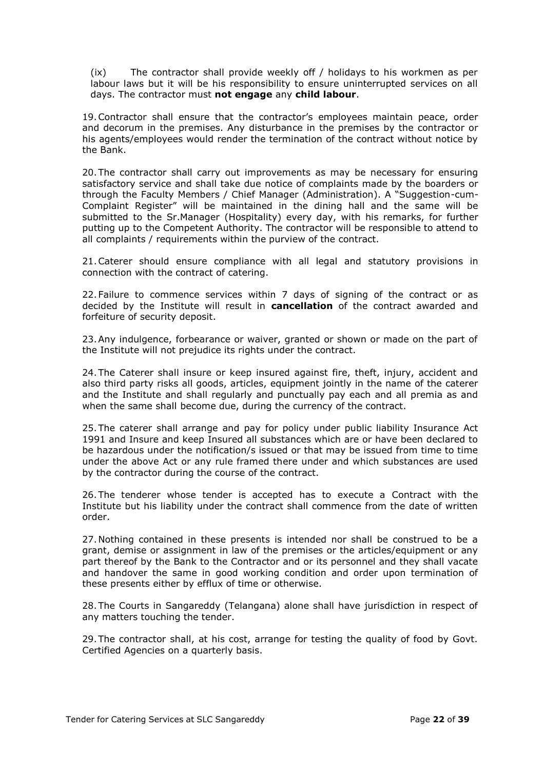(ix) The contractor shall provide weekly off / holidays to his workmen as per labour laws but it will be his responsibility to ensure uninterrupted services on all days. The contractor must **not engage** any **child labour**.

19. Contractor shall ensure that the contractor's employees maintain peace, order and decorum in the premises. Any disturbance in the premises by the contractor or his agents/employees would render the termination of the contract without notice by the Bank.

20. The contractor shall carry out improvements as may be necessary for ensuring satisfactory service and shall take due notice of complaints made by the boarders or through the Faculty Members / Chief Manager (Administration). A "Suggestion-cum-Complaint Register" will be maintained in the dining hall and the same will be submitted to the Sr.Manager (Hospitality) every day, with his remarks, for further putting up to the Competent Authority. The contractor will be responsible to attend to all complaints / requirements within the purview of the contract.

21. Caterer should ensure compliance with all legal and statutory provisions in connection with the contract of catering.

22. Failure to commence services within 7 days of signing of the contract or as decided by the Institute will result in **cancellation** of the contract awarded and forfeiture of security deposit.

23. Any indulgence, forbearance or waiver, granted or shown or made on the part of the Institute will not prejudice its rights under the contract.

24. The Caterer shall insure or keep insured against fire, theft, injury, accident and also third party risks all goods, articles, equipment jointly in the name of the caterer and the Institute and shall regularly and punctually pay each and all premia as and when the same shall become due, during the currency of the contract.

25. The caterer shall arrange and pay for policy under public liability Insurance Act 1991 and Insure and keep Insured all substances which are or have been declared to be hazardous under the notification/s issued or that may be issued from time to time under the above Act or any rule framed there under and which substances are used by the contractor during the course of the contract.

26. The tenderer whose tender is accepted has to execute a Contract with the Institute but his liability under the contract shall commence from the date of written order.

27. Nothing contained in these presents is intended nor shall be construed to be a grant, demise or assignment in law of the premises or the articles/equipment or any part thereof by the Bank to the Contractor and or its personnel and they shall vacate and handover the same in good working condition and order upon termination of these presents either by efflux of time or otherwise.

28. The Courts in Sangareddy (Telangana) alone shall have jurisdiction in respect of any matters touching the tender.

29. The contractor shall, at his cost, arrange for testing the quality of food by Govt. Certified Agencies on a quarterly basis.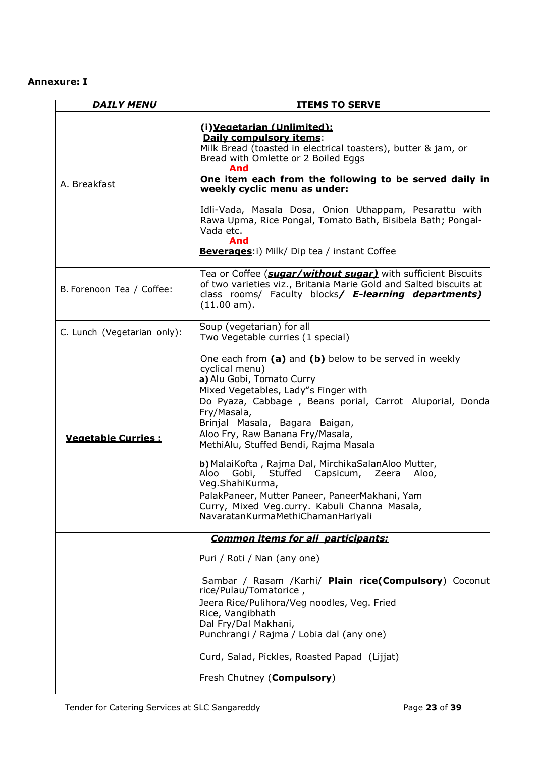**Annexure: I**

| ***DAILY MENU*** | **ITEMS TO SERVE** |
|---|---|
| A. Breakfast | **(i)Vegetarian (Unlimited):**<br>**Daily compulsory items**:<br>Milk Bread (toasted in electrical toasters), butter & jam, or Bread with Omlette or 2 Boiled Eggs<br>**And**<br>**One item each from the following to be served daily in weekly cyclic menu as under:**<br><br>Idli-Vada, Masala Dosa, Onion Uthappam, Pesarattu with Rawa Upma, Rice Pongal, Tomato Bath, Bisibela Bath; Pongal-Vada etc.<br>**And**<br>**Beverages**:i) Milk/ Dip tea / instant Coffee |
| B. Forenoon Tea / Coffee: | Tea or Coffee (***sugar/without sugar)*** with sufficient Biscuits of two varieties viz., Britania Marie Gold and Salted biscuits at class rooms/ Faculty blocks***/ E-learning departments)*** (11.00 am). |
| C. Lunch (Vegetarian only): | Soup (vegetarian) for all<br>Two Vegetable curries (1 special) |
| **Vegetable Curries :** | One each from **(a)** and **(b)** below to be served in weekly cyclical menu)<br>**a)** Alu Gobi, Tomato Curry<br>Mixed Vegetables, Lady"s Finger with<br>Do Pyaza, Cabbage , Beans porial, Carrot Aluporial, Donda Fry/Masala,<br>Brinjal Masala, Bagara Baigan,<br>Aloo Fry, Raw Banana Fry/Masala,<br>MethiAlu, Stuffed Bendi, Rajma Masala<br><br>**b)** MalaiKofta , Rajma Dal, MirchikaSalanAloo Mutter, Aloo Gobi, Stuffed Capsicum, Zeera Aloo, Veg.ShahiKurma,<br>PalakPaneer, Mutter Paneer, PaneerMakhani, Yam Curry, Mixed Veg.curry. Kabuli Channa Masala, NavaratanKurmaMethiChamanHariyali |
| | ***Common items for all participants:***<br><br>Puri / Roti / Nan (any one)<br><br>Sambar / Rasam /Karhi/ **Plain rice(Compulsory**) Coconut rice/Pulau/Tomatorice ,<br>Jeera Rice/Pulihora/Veg noodles, Veg. Fried Rice, Vangibhath<br>Dal Fry/Dal Makhani,<br>Punchrangi / Rajma / Lobia dal (any one)<br><br>Curd, Salad, Pickles, Roasted Papad (Lijjat)<br><br>Fresh Chutney (**Compulsory**) |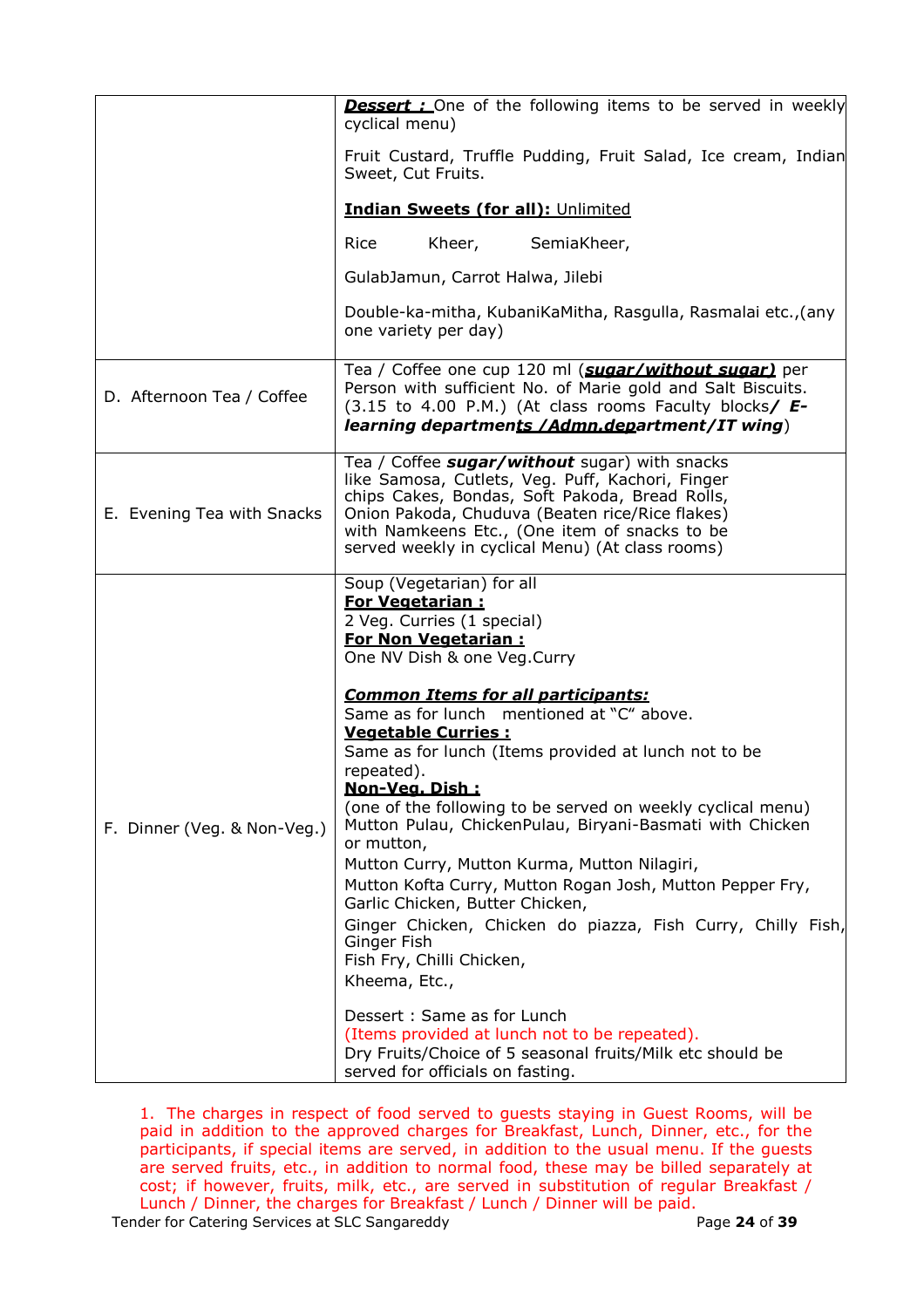| | |
|---|---|
| | ***Dessert :*** One of the following items to be served in weekly cyclical menu)<br><br>Fruit Custard, Truffle Pudding, Fruit Salad, Ice cream, Indian Sweet, Cut Fruits.<br><br>**Indian Sweets (for all):** Unlimited<br><br>Rice Kheer, SemiaKheer,<br><br>GulabJamun, Carrot Halwa, Jilebi<br><br>Double-ka-mitha, KubaniKaMitha, Rasgulla, Rasmalai etc.,(any one variety per day) |
| D. Afternoon Tea / Coffee | Tea / Coffee one cup 120 ml (***sugar/without sugar)*** per Person with sufficient No. of Marie gold and Salt Biscuits. (3.15 to 4.00 P.M.) (At class rooms Faculty blocks***/ E-learning departments /Admn.department/IT wing***) |
| E. Evening Tea with Snacks | Tea / Coffee ***sugar/without*** sugar) with snacks like Samosa, Cutlets, Veg. Puff, Kachori, Finger chips Cakes, Bondas, Soft Pakoda, Bread Rolls, Onion Pakoda, Chuduva (Beaten rice/Rice flakes) with Namkeens Etc., (One item of snacks to be served weekly in cyclical Menu) (At class rooms) |
| F. Dinner (Veg. & Non-Veg.) | Soup (Vegetarian) for all<br>**For Vegetarian :**<br>2 Veg. Curries (1 special)<br>**For Non Vegetarian :**<br>One NV Dish & one Veg.Curry<br><br>***Common Items for all participants:***<br>Same as for lunch mentioned at "C" above.<br>**Vegetable Curries :**<br>Same as for lunch (Items provided at lunch not to be repeated).<br>**Non-Veg. Dish :**<br>(one of the following to be served on weekly cyclical menu) Mutton Pulau, ChickenPulau, Biryani-Basmati with Chicken or mutton,<br>Mutton Curry, Mutton Kurma, Mutton Nilagiri,<br>Mutton Kofta Curry, Mutton Rogan Josh, Mutton Pepper Fry, Garlic Chicken, Butter Chicken,<br>Ginger Chicken, Chicken do piazza, Fish Curry, Chilly Fish, Ginger Fish<br>Fish Fry, Chilli Chicken,<br>Kheema, Etc.,<br><br>Dessert : Same as for Lunch<br>(Items provided at lunch not to be repeated).<br>Dry Fruits/Choice of 5 seasonal fruits/Milk etc should be served for officials on fasting. |

1. The charges in respect of food served to guests staying in Guest Rooms, will be paid in addition to the approved charges for Breakfast, Lunch, Dinner, etc., for the participants, if special items are served, in addition to the usual menu. If the guests are served fruits, etc., in addition to normal food, these may be billed separately at cost; if however, fruits, milk, etc., are served in substitution of regular Breakfast / Lunch / Dinner, the charges for Breakfast / Lunch / Dinner will be paid.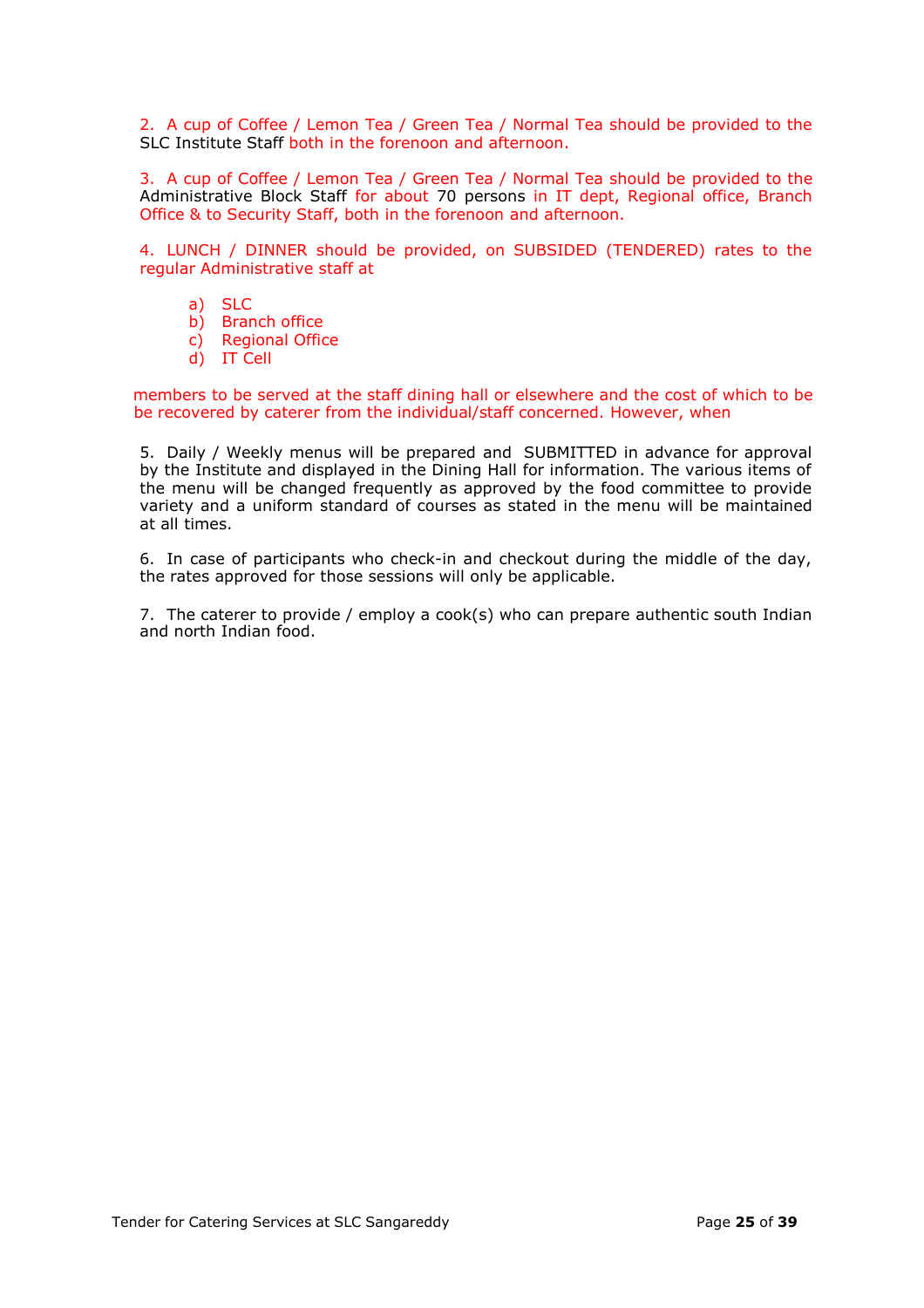2. A cup of Coffee / Lemon Tea / Green Tea / Normal Tea should be provided to the SLC Institute Staff both in the forenoon and afternoon.

3. A cup of Coffee / Lemon Tea / Green Tea / Normal Tea should be provided to the Administrative Block Staff for about 70 persons in IT dept, Regional office, Branch Office & to Security Staff, both in the forenoon and afternoon.

4. LUNCH / DINNER should be provided, on SUBSIDED (TENDERED) rates to the regular Administrative staff at

a) SLC
b) Branch office
c) Regional Office
d) IT Cell

members to be served at the staff dining hall or elsewhere and the cost of which to be be recovered by caterer from the individual/staff concerned. However, when

5. Daily / Weekly menus will be prepared and SUBMITTED in advance for approval by the Institute and displayed in the Dining Hall for information. The various items of the menu will be changed frequently as approved by the food committee to provide variety and a uniform standard of courses as stated in the menu will be maintained at all times.

6. In case of participants who check-in and checkout during the middle of the day, the rates approved for those sessions will only be applicable.

7. The caterer to provide / employ a cook(s) who can prepare authentic south Indian and north Indian food.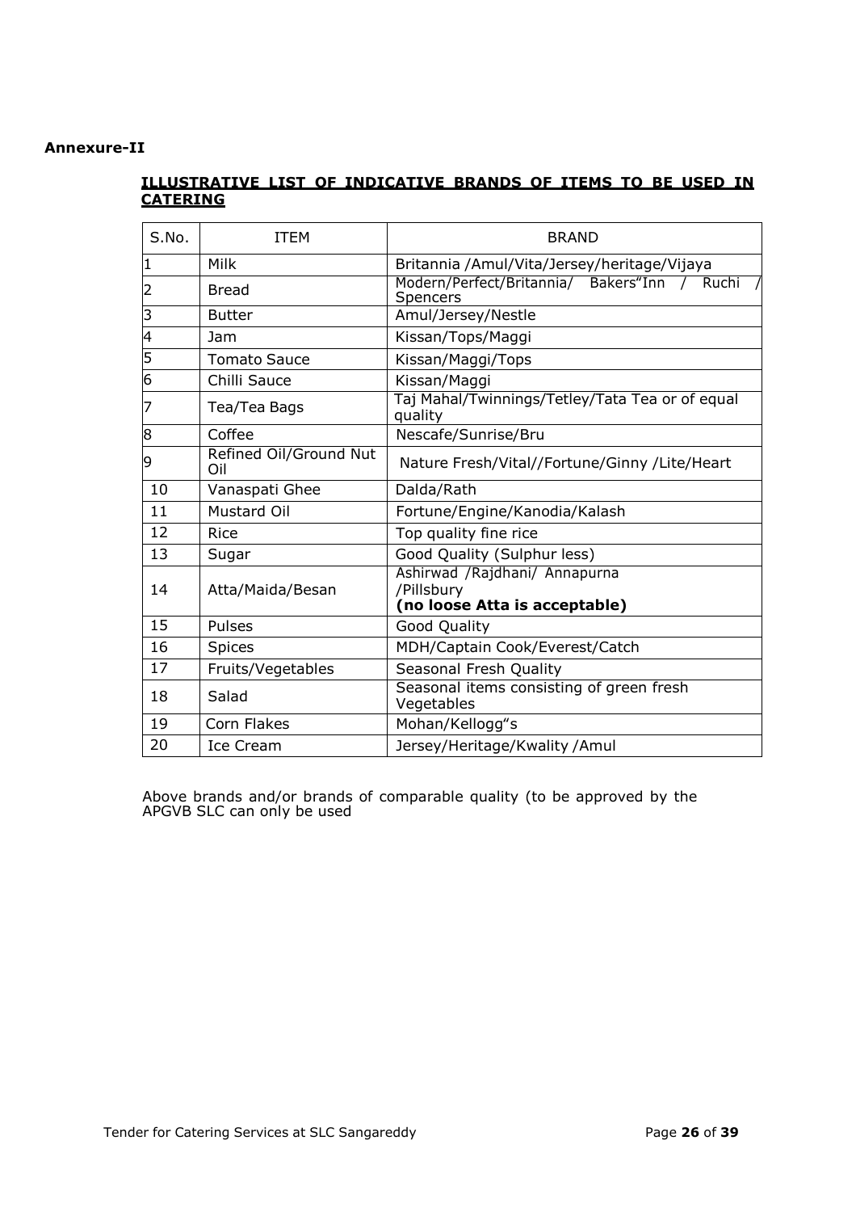**Annexure-II**

**ILLUSTRATIVE LIST OF INDICATIVE BRANDS OF ITEMS TO BE USED IN CATERING**

| S.No. | ITEM | BRAND |
|---|---|---|
| 1 | Milk | Britannia /Amul/Vita/Jersey/heritage/Vijaya |
| 2 | Bread | Modern/Perfect/Britannia/ Bakers"Inn / Ruchi / Spencers |
| 3 | Butter | Amul/Jersey/Nestle |
| 4 | Jam | Kissan/Tops/Maggi |
| 5 | Tomato Sauce | Kissan/Maggi/Tops |
| 6 | Chilli Sauce | Kissan/Maggi |
| 7 | Tea/Tea Bags | Taj Mahal/Twinnings/Tetley/Tata Tea or of equal quality |
| 8 | Coffee | Nescafe/Sunrise/Bru |
| 9 | Refined Oil/Ground Nut Oil | Nature Fresh/Vital//Fortune/Ginny /Lite/Heart |
| 10 | Vanaspati Ghee | Dalda/Rath |
| 11 | Mustard Oil | Fortune/Engine/Kanodia/Kalash |
| 12 | Rice | Top quality fine rice |
| 13 | Sugar | Good Quality (Sulphur less) |
| 14 | Atta/Maida/Besan | Ashirwad /Rajdhani/ Annapurna /Pillsbury **(no loose Atta is acceptable)** |
| 15 | Pulses | Good Quality |
| 16 | Spices | MDH/Captain Cook/Everest/Catch |
| 17 | Fruits/Vegetables | Seasonal Fresh Quality |
| 18 | Salad | Seasonal items consisting of green fresh Vegetables |
| 19 | Corn Flakes | Mohan/Kellogg"s |
| 20 | Ice Cream | Jersey/Heritage/Kwality /Amul |

Above brands and/or brands of comparable quality (to be approved by the APGVB SLC can only be used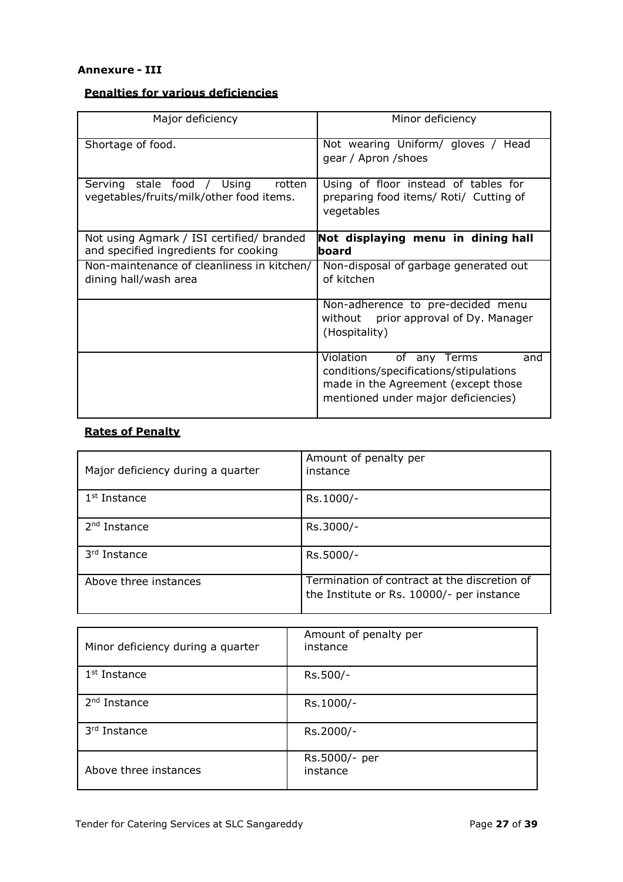**Annexure - III**

**Penalties for various deficiencies**

| Major deficiency | Minor deficiency |
|---|---|
| Shortage of food. | Not wearing Uniform/ gloves / Head gear / Apron /shoes |
| Serving stale food / Using rotten vegetables/fruits/milk/other food items. | Using of floor instead of tables for preparing food items/ Roti/ Cutting of vegetables |
| Not using Agmark / ISI certified/ branded and specified ingredients for cooking | **Not displaying menu in dining hall board** |
| Non-maintenance of cleanliness in kitchen/ dining hall/wash area | Non-disposal of garbage generated out of kitchen |
| | Non-adherence to pre-decided menu without prior approval of Dy. Manager (Hospitality) |
| | Violation of any Terms and conditions/specifications/stipulations made in the Agreement (except those mentioned under major deficiencies) |

**Rates of Penalty**

| Major deficiency during a quarter | Amount of penalty per instance |
|---|---|
| 1st Instance | Rs.1000/- |
| 2nd Instance | Rs.3000/- |
| 3rd Instance | Rs.5000/- |
| Above three instances | Termination of contract at the discretion of the Institute or Rs. 10000/- per instance |

| Minor deficiency during a quarter | Amount of penalty per instance |
|---|---|
| 1st Instance | Rs.500/- |
| 2nd Instance | Rs.1000/- |
| 3rd Instance | Rs.2000/- |
| Above three instances | Rs.5000/- per instance |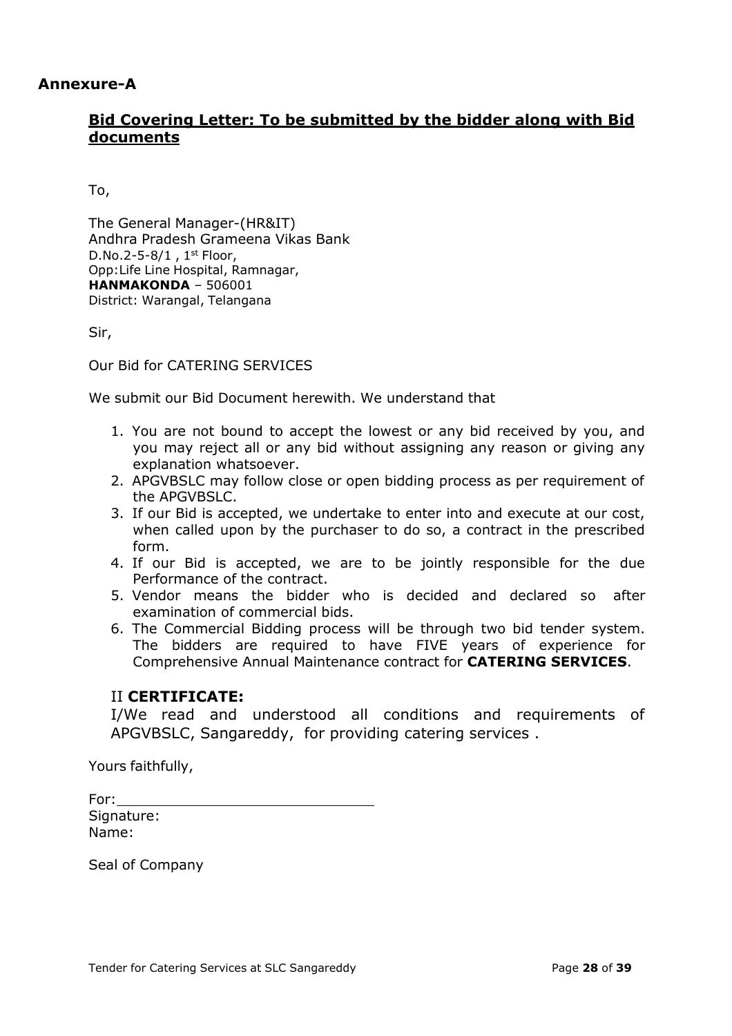## Annexure-A

### Bid Covering Letter: To be submitted by the bidder along with Bid documents

To,

The General Manager-(HR&IT)
Andhra Pradesh Grameena Vikas Bank
D.No.2-5-8/1 , 1st Floor,
Opp:Life Line Hospital, Ramnagar,
**HANMAKONDA** – 506001
District: Warangal, Telangana

Sir,

Our Bid for CATERING SERVICES

We submit our Bid Document herewith. We understand that

1. You are not bound to accept the lowest or any bid received by you, and you may reject all or any bid without assigning any reason or giving any explanation whatsoever.
2. APGVBSLC may follow close or open bidding process as per requirement of the APGVBSLC.
3. If our Bid is accepted, we undertake to enter into and execute at our cost, when called upon by the purchaser to do so, a contract in the prescribed form.
4. If our Bid is accepted, we are to be jointly responsible for the due Performance of the contract.
5. Vendor means the bidder who is decided and declared so after examination of commercial bids.
6. The Commercial Bidding process will be through two bid tender system. The bidders are required to have FIVE years of experience for Comprehensive Annual Maintenance contract for **CATERING SERVICES**.

II **CERTIFICATE:**

I/We read and understood all conditions and requirements of APGVBSLC, Sangareddy, for providing catering services .

Yours faithfully,

For: ______________________________
Signature:
Name:

Seal of Company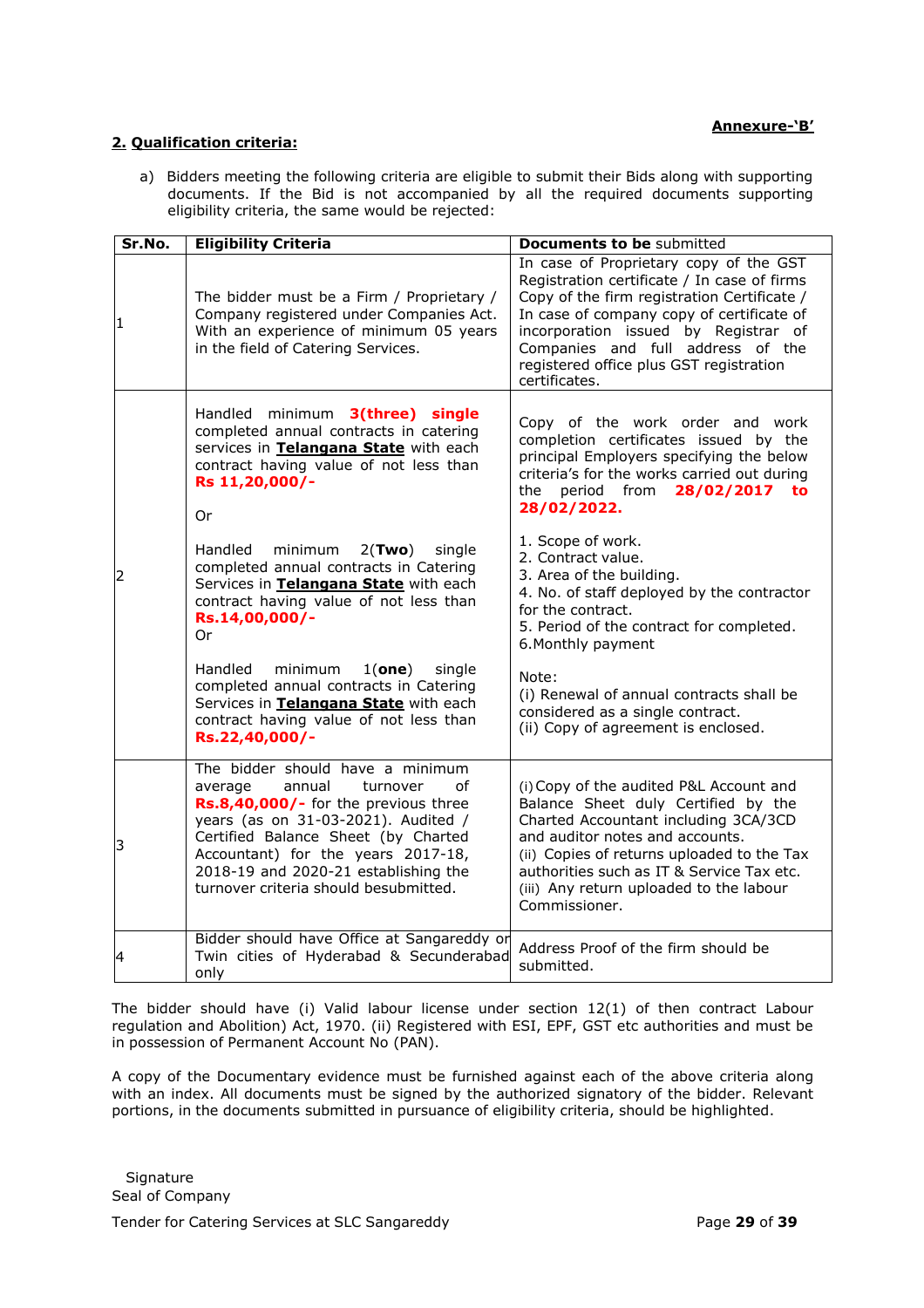**Annexure-'B'**

**2. Qualification criteria:**

a) Bidders meeting the following criteria are eligible to submit their Bids along with supporting documents. If the Bid is not accompanied by all the required documents supporting eligibility criteria, the same would be rejected:

| Sr.No. | Eligibility Criteria | Documents to be submitted |
|---|---|---|
| 1 | The bidder must be a Firm / Proprietary / Company registered under Companies Act. With an experience of minimum 05 years in the field of Catering Services. | In case of Proprietary copy of the GST Registration certificate / In case of firms Copy of the firm registration Certificate / In case of company copy of certificate of incorporation issued by Registrar of Companies and full address of the registered office plus GST registration certificates. |
| 2 | Handled minimum **3(three) single** completed annual contracts in catering services in **Telangana State** with each contract having value of not less than **Rs 11,20,000/-**<br><br>Or<br><br>Handled minimum 2(**Two**) single completed annual contracts in Catering Services in **Telangana State** with each contract having value of not less than **Rs.14,00,000/-**<br>Or<br><br>Handled minimum 1(**one**) single completed annual contracts in Catering Services in **Telangana State** with each contract having value of not less than **Rs.22,40,000/-** | Copy of the work order and work completion certificates issued by the principal Employers specifying the below criteria's for the works carried out during the period from **28/02/2017 to 28/02/2022.**<br><br>1. Scope of work.<br>2. Contract value.<br>3. Area of the building.<br>4. No. of staff deployed by the contractor for the contract.<br>5. Period of the contract for completed.<br>6.Monthly payment<br><br>Note:<br>(i) Renewal of annual contracts shall be considered as a single contract.<br>(ii) Copy of agreement is enclosed. |
| 3 | The bidder should have a minimum average annual turnover of **Rs.8,40,000/-** for the previous three years (as on 31-03-2021). Audited / Certified Balance Sheet (by Charted Accountant) for the years 2017-18, 2018-19 and 2020-21 establishing the turnover criteria should besubmitted. | (i) Copy of the audited P&L Account and Balance Sheet duly Certified by the Charted Accountant including 3CA/3CD and auditor notes and accounts.<br>(ii) Copies of returns uploaded to the Tax authorities such as IT & Service Tax etc.<br>(iii) Any return uploaded to the labour Commissioner. |
| 4 | Bidder should have Office at Sangareddy or Twin cities of Hyderabad & Secunderabad only | Address Proof of the firm should be submitted. |

The bidder should have (i) Valid labour license under section 12(1) of then contract Labour regulation and Abolition) Act, 1970. (ii) Registered with ESI, EPF, GST etc authorities and must be in possession of Permanent Account No (PAN).

A copy of the Documentary evidence must be furnished against each of the above criteria along with an index. All documents must be signed by the authorized signatory of the bidder. Relevant portions, in the documents submitted in pursuance of eligibility criteria, should be highlighted.

Signature
Seal of Company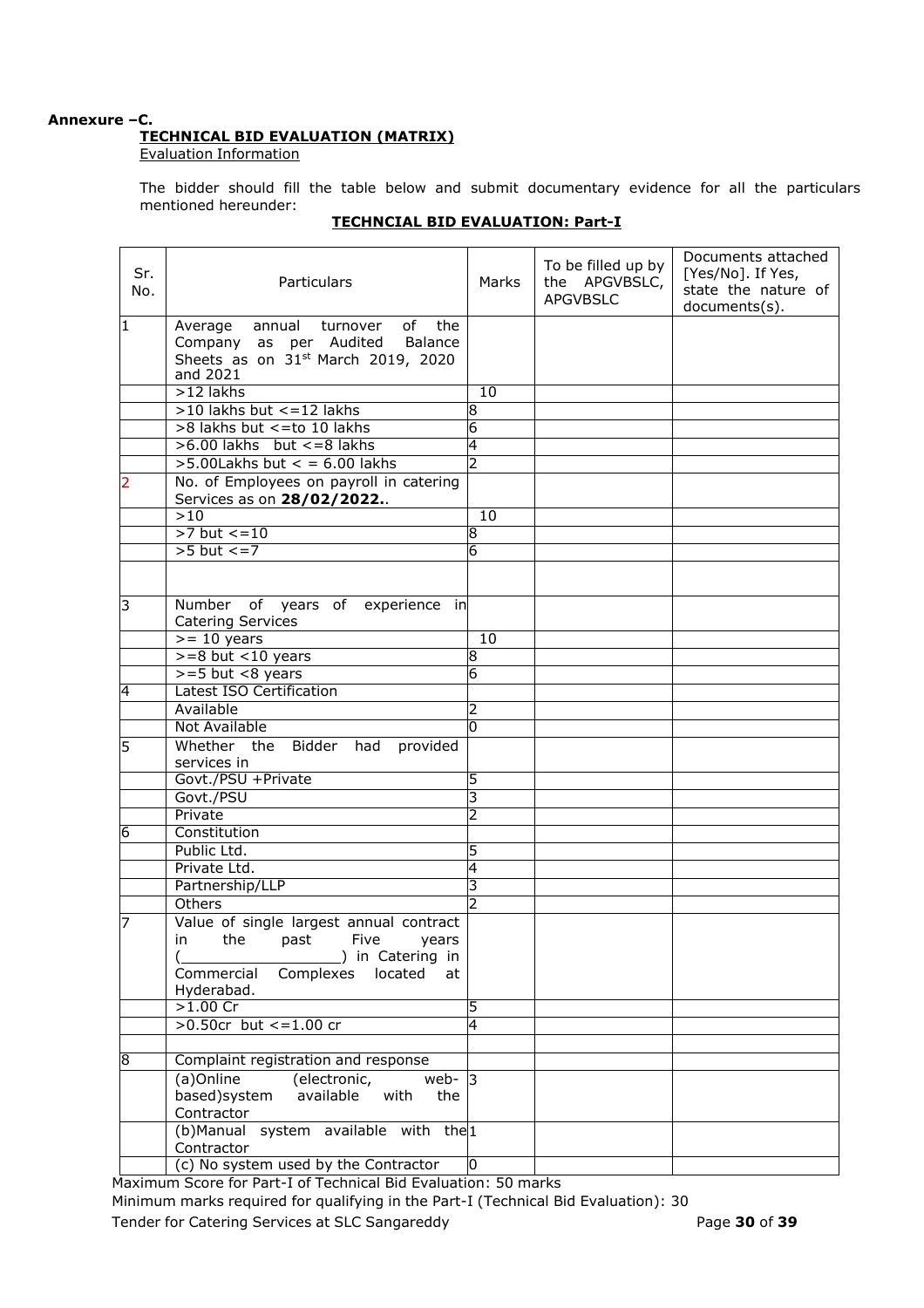**Annexure –C.**

**TECHNICAL BID EVALUATION (MATRIX)**

Evaluation Information

The bidder should fill the table below and submit documentary evidence for all the particulars mentioned hereunder:

**TECHNCIAL BID EVALUATION: Part-I**

| Sr. No. | Particulars | Marks | To be filled up by the APGVBSLC, APGVBSLC | Documents attached [Yes/No]. If Yes, state the nature of documents(s). |
|---|---|---|---|---|
| 1 | Average annual turnover of the Company as per Audited Balance Sheets as on 31st March 2019, 2020 and 2021 | | | |
| | >12 lakhs | 10 | | |
| | >10 lakhs but <=12 lakhs | 8 | | |
| | >8 lakhs but <=to 10 lakhs | 6 | | |
| | >6.00 lakhs but <=8 lakhs | 4 | | |
| | >5.00Lakhs but < = 6.00 lakhs | 2 | | |
| 2 | No. of Employees on payroll in catering Services as on **28/02/2022.**. | | | |
| | >10 | 10 | | |
| | >7 but <=10 | 8 | | |
| | >5 but <=7 | 6 | | |
| | | | | |
| 3 | Number of years of experience in Catering Services | | | |
| | >= 10 years | 10 | | |
| | >=8 but <10 years | 8 | | |
| | >=5 but <8 years | 6 | | |
| 4 | Latest ISO Certification | | | |
| | Available | 2 | | |
| | Not Available | 0 | | |
| 5 | Whether the Bidder had provided services in | | | |
| | Govt./PSU +Private | 5 | | |
| | Govt./PSU | 3 | | |
| | Private | 2 | | |
| 6 | Constitution | | | |
| | Public Ltd. | 5 | | |
| | Private Ltd. | 4 | | |
| | Partnership/LLP | 3 | | |
| | Others | 2 | | |
| 7 | Value of single largest annual contract in the past Five years (__________________) in Catering in Commercial Complexes located at Hyderabad. | | | |
| | >1.00 Cr | 5 | | |
| | >0.50cr but <=1.00 cr | 4 | | |
| | | | | |
| 8 | Complaint registration and response | | | |
| | (a)Online (electronic, web-based)system available with the Contractor | 3 | | |
| | (b)Manual system available with the Contractor | 1 | | |
| | (c) No system used by the Contractor | 0 | | |

Maximum Score for Part-I of Technical Bid Evaluation: 50 marks

Minimum marks required for qualifying in the Part-I (Technical Bid Evaluation): 30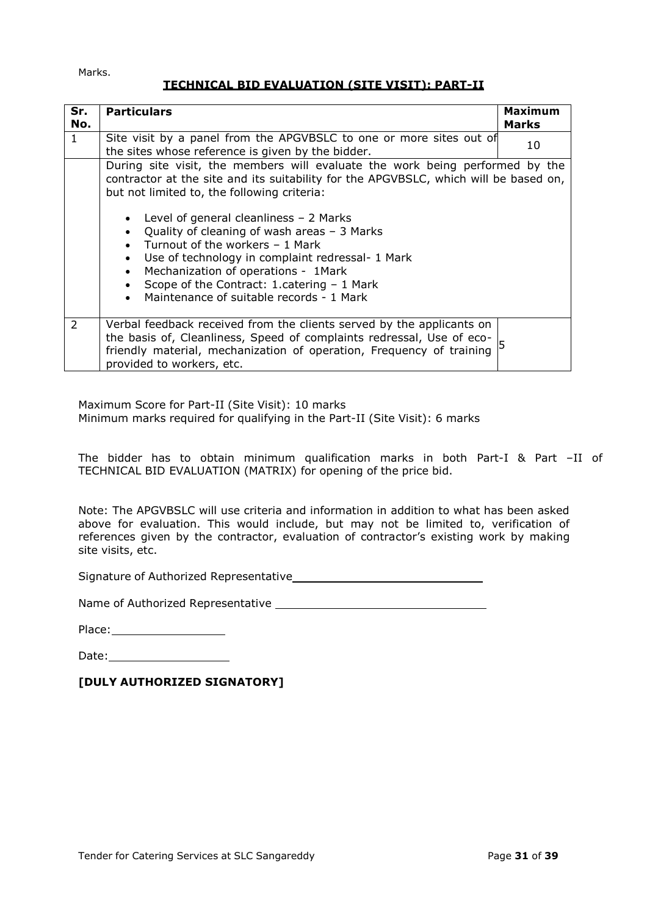Marks.

## TECHNICAL BID EVALUATION (SITE VISIT): PART-II

| Sr. No. | Particulars | Maximum Marks |
|---|---|---|
| 1 | Site visit by a panel from the APGVBSLC to one or more sites out of the sites whose reference is given by the bidder. | 10 |
| | During site visit, the members will evaluate the work being performed by the contractor at the site and its suitability for the APGVBSLC, which will be based on, but not limited to, the following criteria:<br><br>• Level of general cleanliness – 2 Marks<br>• Quality of cleaning of wash areas – 3 Marks<br>• Turnout of the workers – 1 Mark<br>• Use of technology in complaint redressal- 1 Mark<br>• Mechanization of operations - 1Mark<br>• Scope of the Contract: 1.catering – 1 Mark<br>• Maintenance of suitable records - 1 Mark | |
| 2 | Verbal feedback received from the clients served by the applicants on the basis of, Cleanliness, Speed of complaints redressal, Use of eco-friendly material, mechanization of operation, Frequency of training provided to workers, etc. | 5 |

Maximum Score for Part-II (Site Visit): 10 marks
Minimum marks required for qualifying in the Part-II (Site Visit): 6 marks

The bidder has to obtain minimum qualification marks in both Part-I & Part –II of TECHNICAL BID EVALUATION (MATRIX) for opening of the price bid.

Note: The APGVBSLC will use criteria and information in addition to what has been asked above for evaluation. This would include, but may not be limited to, verification of references given by the contractor, evaluation of contractor's existing work by making site visits, etc.

Signature of Authorized Representative\_\_\_\_\_\_\_\_\_\_\_\_\_\_\_\_\_\_\_\_\_\_\_\_\_\_\_\_

Name of Authorized Representative \_\_\_\_\_\_\_\_\_\_\_\_\_\_\_\_\_\_\_\_\_\_\_\_\_\_\_\_\_\_

Place:\_\_\_\_\_\_\_\_\_\_\_\_\_\_\_\_\_

Date:\_\_\_\_\_\_\_\_\_\_\_\_\_\_\_\_\_\_

**[DULY AUTHORIZED SIGNATORY]**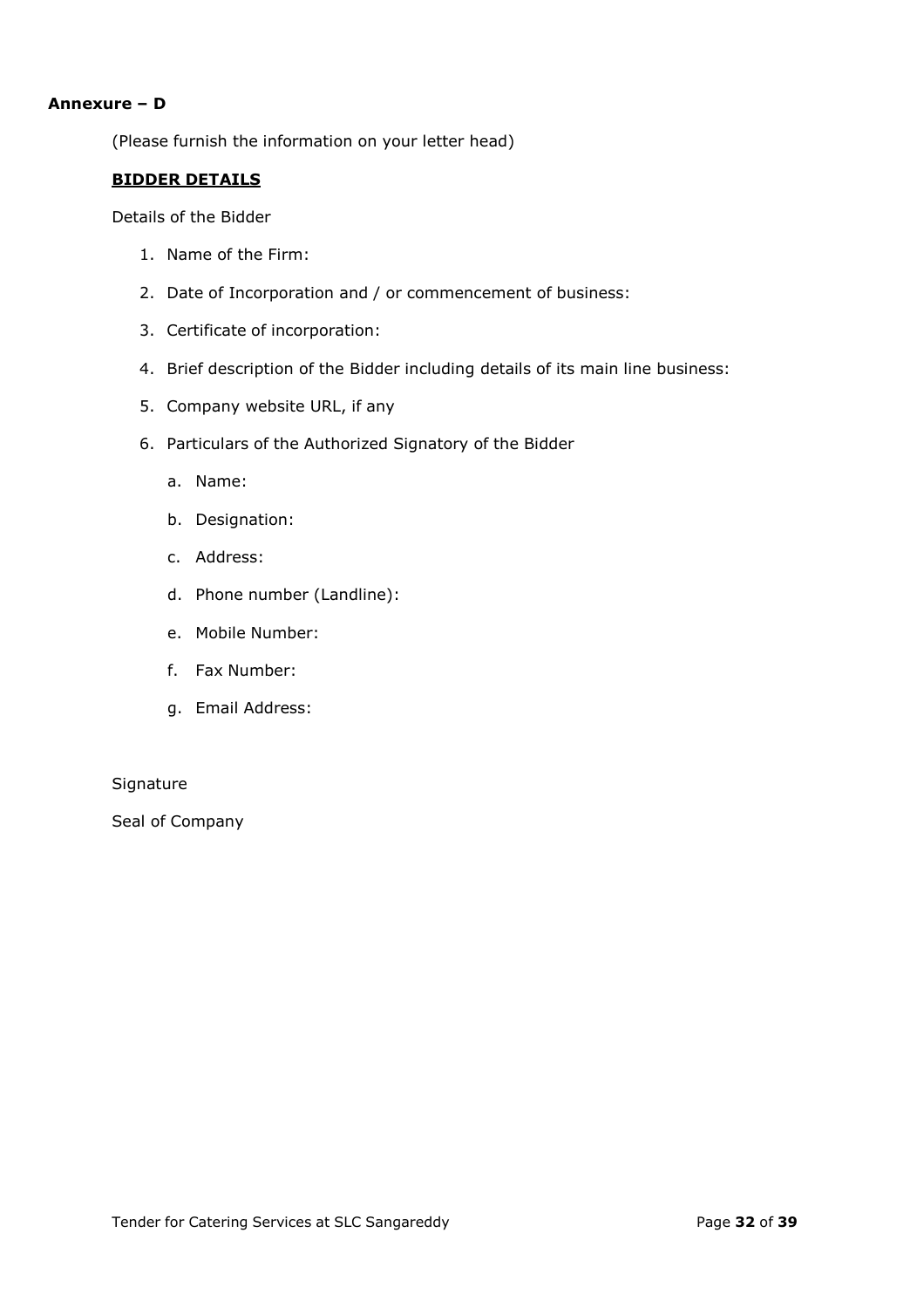**Annexure – D**

(Please furnish the information on your letter head)

**BIDDER DETAILS**

Details of the Bidder

1. Name of the Firm:
2. Date of Incorporation and / or commencement of business:
3. Certificate of incorporation:
4. Brief description of the Bidder including details of its main line business:
5. Company website URL, if any
6. Particulars of the Authorized Signatory of the Bidder
    a. Name:
    b. Designation:
    c. Address:
    d. Phone number (Landline):
    e. Mobile Number:
    f. Fax Number:
    g. Email Address:

Signature

Seal of Company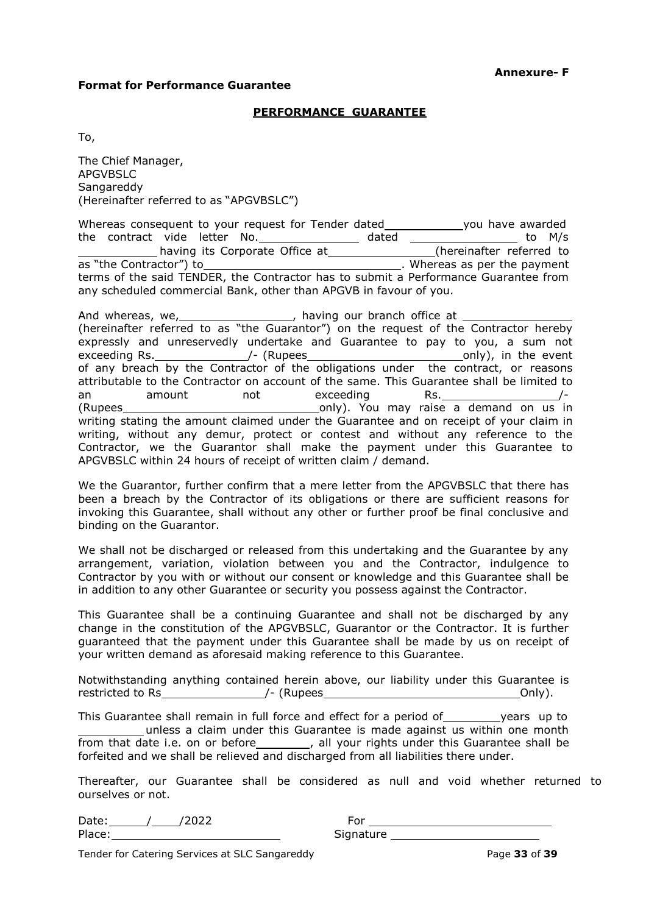**Annexure- F**

**Format for Performance Guarantee**

**PERFORMANCE GUARANTEE**

To,

The Chief Manager,
APGVBSLC
Sangareddy
(Hereinafter referred to as "APGVBSLC")

Whereas consequent to your request for Tender dated\_\_\_\_\_\_\_\_\_\_\_you have awarded the contract vide letter No.\_\_\_\_\_\_\_\_\_\_\_\_\_\_\_ dated \_\_\_\_\_\_\_\_\_\_\_\_\_\_\_\_ to M/s \_\_\_\_\_\_\_\_\_\_\_ having its Corporate Office at\_\_\_\_\_\_\_\_\_\_\_\_\_\_\_(hereinafter referred to as "the Contractor") to\_\_\_\_\_\_\_\_\_\_\_\_\_\_\_\_\_\_\_\_\_\_\_\_\_\_\_\_\_\_. Whereas as per the payment terms of the said TENDER, the Contractor has to submit a Performance Guarantee from any scheduled commercial Bank, other than APGVB in favour of you.

And whereas, we,\_\_\_\_\_\_\_\_\_\_\_\_\_\_\_\_, having our branch office at \_\_\_\_\_\_\_\_\_\_\_\_\_\_\_\_ (hereinafter referred to as "the Guarantor") on the request of the Contractor hereby expressly and unreservedly undertake and Guarantee to pay to you, a sum not exceeding Rs.\_\_\_\_\_\_\_\_\_\_\_\_\_/- (Rupees\_\_\_\_\_\_\_\_\_\_\_\_\_\_\_\_\_\_\_\_\_\_only), in the event of any breach by the Contractor of the obligations under the contract, or reasons attributable to the Contractor on account of the same. This Guarantee shall be limited to an amount not exceeding Rs.\_\_\_\_\_\_\_\_\_\_\_\_\_\_\_\_\_/- (Rupees\_\_\_\_\_\_\_\_\_\_\_\_\_\_\_\_\_\_\_\_\_\_\_\_\_\_\_\_\_only). You may raise a demand on us in writing stating the amount claimed under the Guarantee and on receipt of your claim in writing, without any demur, protect or contest and without any reference to the Contractor, we the Guarantor shall make the payment under this Guarantee to APGVBSLC within 24 hours of receipt of written claim / demand.

We the Guarantor, further confirm that a mere letter from the APGVBSLC that there has been a breach by the Contractor of its obligations or there are sufficient reasons for invoking this Guarantee, shall without any other or further proof be final conclusive and binding on the Guarantor.

We shall not be discharged or released from this undertaking and the Guarantee by any arrangement, variation, violation between you and the Contractor, indulgence to Contractor by you with or without our consent or knowledge and this Guarantee shall be in addition to any other Guarantee or security you possess against the Contractor.

This Guarantee shall be a continuing Guarantee and shall not be discharged by any change in the constitution of the APGVBSLC, Guarantor or the Contractor. It is further guaranteed that the payment under this Guarantee shall be made by us on receipt of your written demand as aforesaid making reference to this Guarantee.

Notwithstanding anything contained herein above, our liability under this Guarantee is restricted to Rs\_\_\_\_\_\_\_\_\_\_\_\_\_\_\_/- (Rupees\_\_\_\_\_\_\_\_\_\_\_\_\_\_\_\_\_\_\_\_\_\_\_\_\_\_\_\_\_Only).

This Guarantee shall remain in full force and effect for a period of\_\_\_\_\_\_\_\_years up to \_\_\_\_\_\_\_\_\_\_unless a claim under this Guarantee is made against us within one month from that date i.e. on or before\_\_\_\_\_\_\_\_, all your rights under this Guarantee shall be forfeited and we shall be relieved and discharged from all liabilities there under.

Thereafter, our Guarantee shall be considered as null and void whether returned to ourselves or not.

Date:\_\_\_\_\_\_/\_\_\_\_/2022 For \_\_\_\_\_\_\_\_\_\_\_\_\_\_\_\_\_\_\_\_\_\_\_\_\_\_\_
Place:\_\_\_\_\_\_\_\_\_\_\_\_\_\_\_\_\_\_\_\_\_\_\_\_\_ Signature \_\_\_\_\_\_\_\_\_\_\_\_\_\_\_\_\_\_\_\_\_\_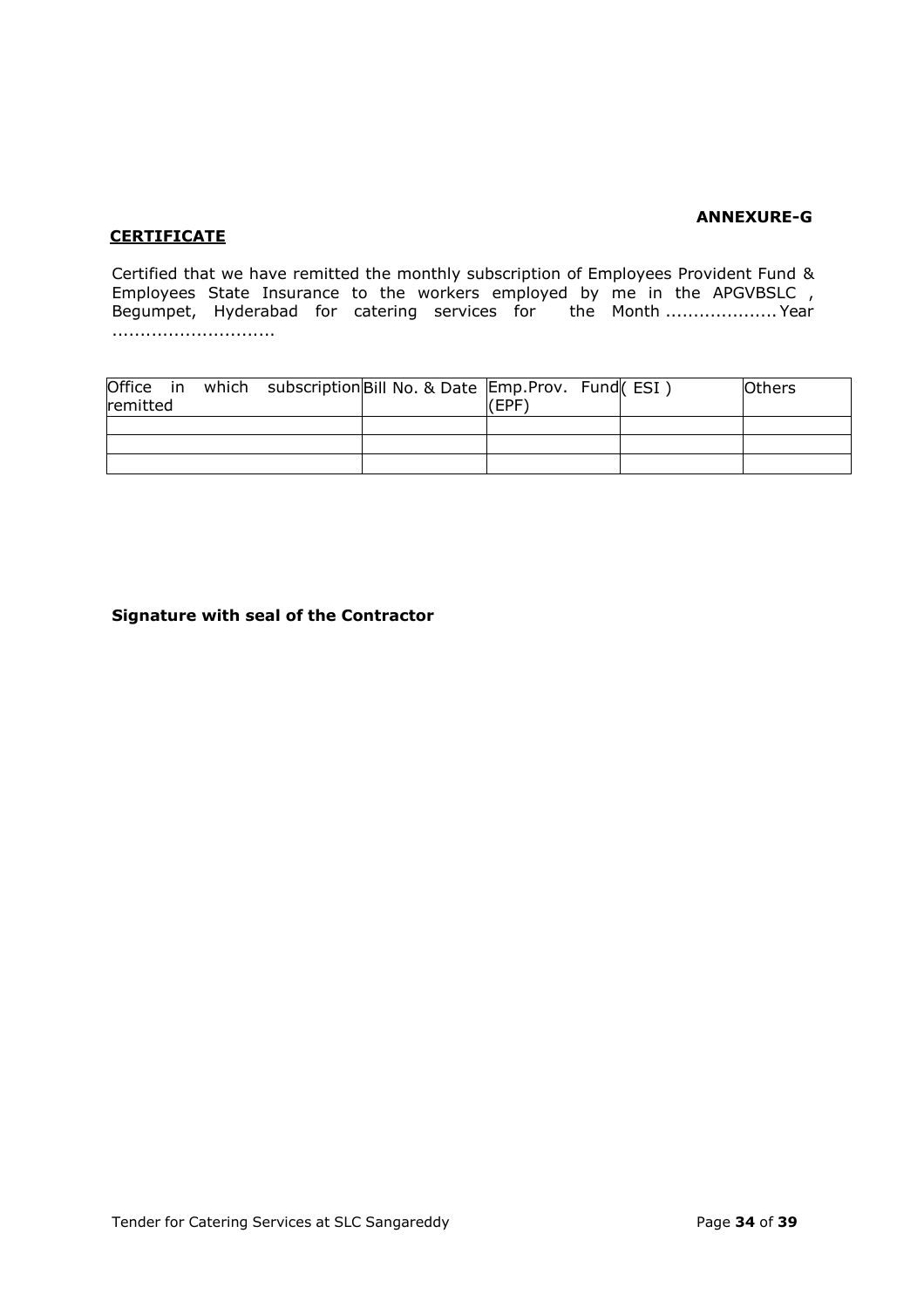**ANNEXURE-G**

**CERTIFICATE**

Certified that we have remitted the monthly subscription of Employees Provident Fund & Employees State Insurance to the workers employed by me in the APGVBSLC , Begumpet, Hyderabad for catering services for the Month .................... Year .............................

| Office in which subscription remitted | Bill No. & Date | Emp.Prov. Fund (EPF) | ( ESI ) | Others |
|---|---|---|---|---|
| | | | | |
| | | | | |
| | | | | |

**Signature with seal of the Contractor**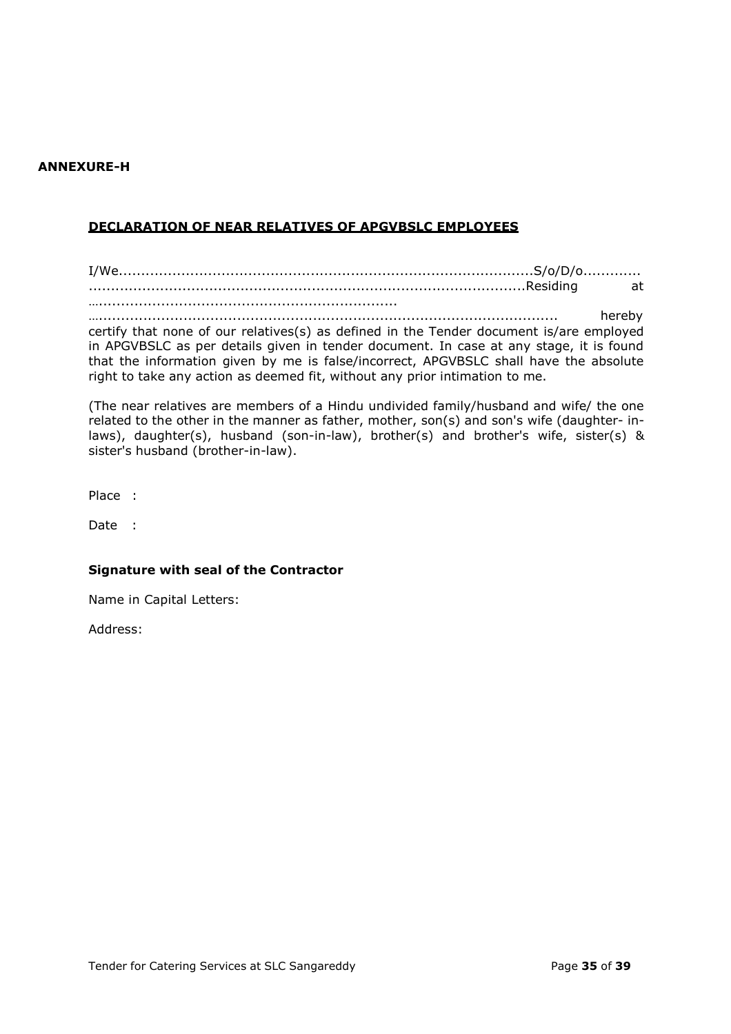**ANNEXURE-H**

**DECLARATION OF NEAR RELATIVES OF APGVBSLC EMPLOYEES**

I/We.............................................................................................S/o/D/o............. ...................................................................................................Residing at …..................................................................... …......................................................................................................... hereby certify that none of our relatives(s) as defined in the Tender document is/are employed in APGVBSLC as per details given in tender document. In case at any stage, it is found that the information given by me is false/incorrect, APGVBSLC shall have the absolute right to take any action as deemed fit, without any prior intimation to me.

(The near relatives are members of a Hindu undivided family/husband and wife/ the one related to the other in the manner as father, mother, son(s) and son's wife (daughter- in-laws), daughter(s), husband (son-in-law), brother(s) and brother's wife, sister(s) & sister's husband (brother-in-law).

Place :

Date :

**Signature with seal of the Contractor**

Name in Capital Letters:

Address: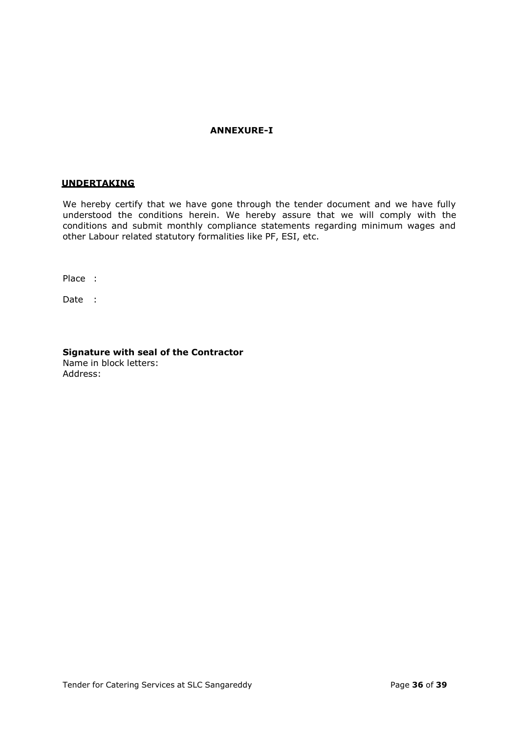## ANNEXURE-I

### UNDERTAKING

We hereby certify that we have gone through the tender document and we have fully understood the conditions herein. We hereby assure that we will comply with the conditions and submit monthly compliance statements regarding minimum wages and other Labour related statutory formalities like PF, ESI, etc.

Place :

Date :

**Signature with seal of the Contractor**
Name in block letters:
Address: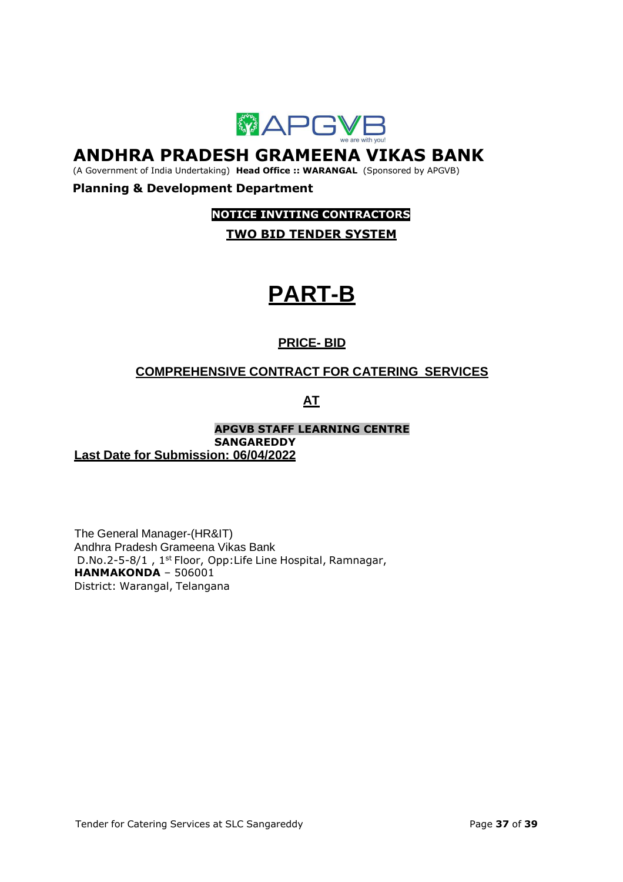# ANDHRA PRADESH GRAMEENA VIKAS BANK

(A Government of India Undertaking) **Head Office :: WARANGAL** (Sponsored by APGVB)

**Planning & Development Department**

**NOTICE INVITING CONTRACTORS**

**TWO BID TENDER SYSTEM**

# PART-B

## PRICE- BID

## COMPREHENSIVE CONTRACT FOR CATERING SERVICES

## AT

**APGVB STAFF LEARNING CENTRE**
**SANGAREDDY**

**Last Date for Submission: 06/04/2022**

The General Manager-(HR&IT)
Andhra Pradesh Grameena Vikas Bank
D.No.2-5-8/1 , 1st Floor, Opp:Life Line Hospital, Ramnagar,
**HANMAKONDA** – 506001
District: Warangal, Telangana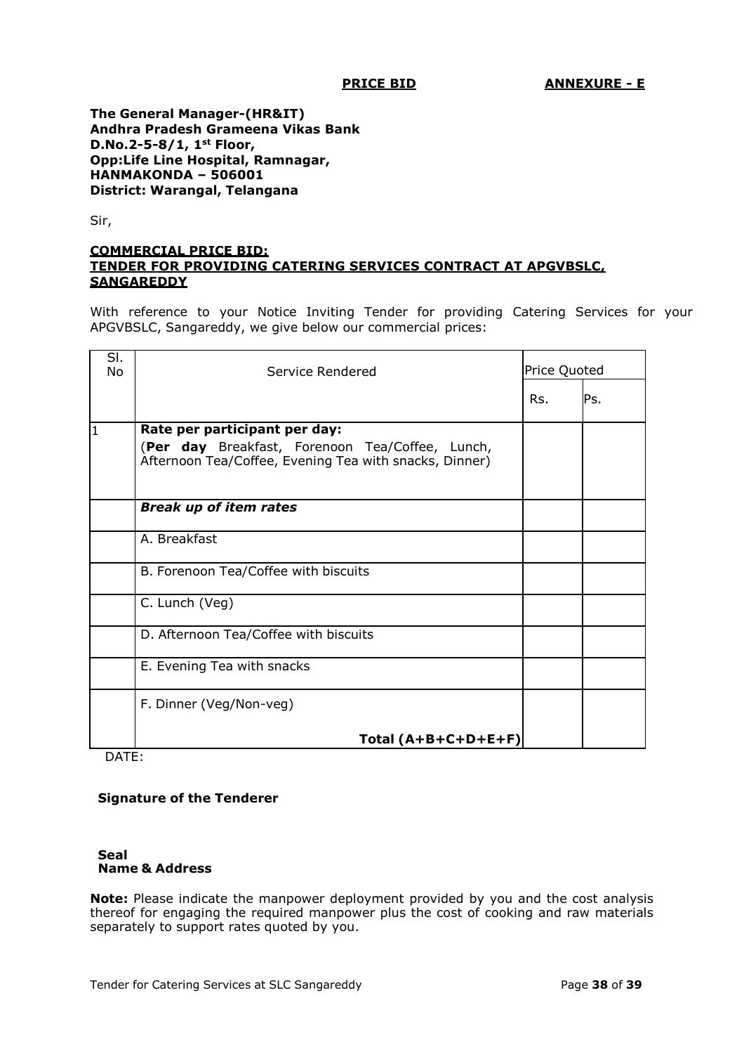**PRICE BID** **ANNEXURE - E**

**The General Manager-(HR&IT)**
**Andhra Pradesh Grameena Vikas Bank**
**D.No.2-5-8/1, 1st Floor,**
**Opp:Life Line Hospital, Ramnagar,**
**HANMAKONDA – 506001**
**District: Warangal, Telangana**

Sir,

**COMMERCIAL PRICE BID:**
**TENDER FOR PROVIDING CATERING SERVICES CONTRACT AT APGVBSLC, SANGAREDDY**

With reference to your Notice Inviting Tender for providing Catering Services for your APGVBSLC, Sangareddy, we give below our commercial prices:

| Sl. No | Service Rendered | Price Quoted | |
|---|---|---|---|
| | | Rs. | Ps. |
| 1 | **Rate per participant per day:** (**Per day** Breakfast, Forenoon Tea/Coffee, Lunch, Afternoon Tea/Coffee, Evening Tea with snacks, Dinner) | | |
| | ***Break up of item rates*** | | |
| | A. Breakfast | | |
| | B. Forenoon Tea/Coffee with biscuits | | |
| | C. Lunch (Veg) | | |
| | D. Afternoon Tea/Coffee with biscuits | | |
| | E. Evening Tea with snacks | | |
| | F. Dinner (Veg/Non-veg) **Total (A+B+C+D+E+F)** | | |

DATE:

**Signature of the Tenderer**

**Seal**
**Name & Address**

**Note:** Please indicate the manpower deployment provided by you and the cost analysis thereof for engaging the required manpower plus the cost of cooking and raw materials separately to support rates quoted by you.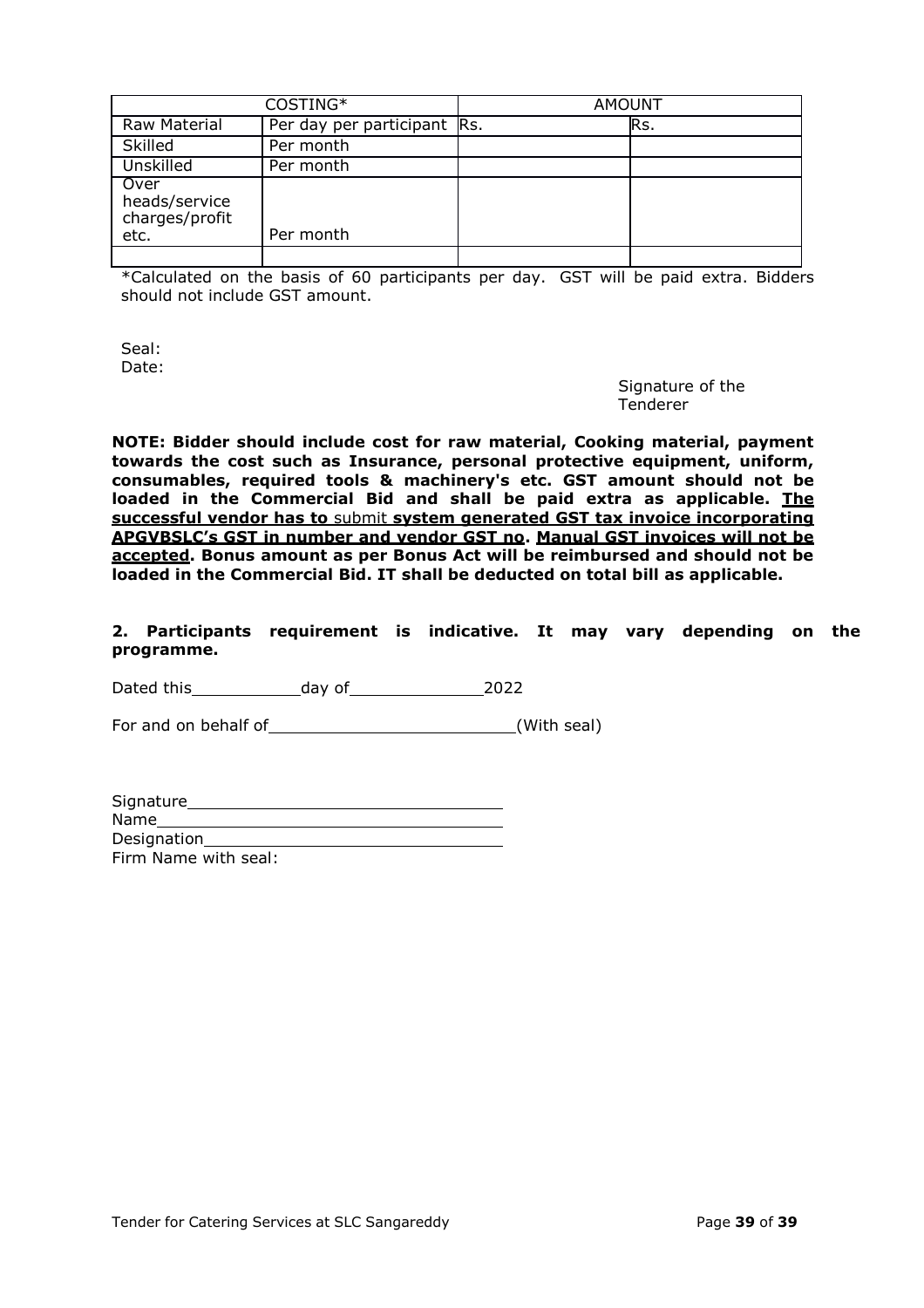| COSTING* | | AMOUNT | |
|---|---|---|---|
| Raw Material | Per day per participant | Rs. | Rs. |
| Skilled | Per month | | |
| Unskilled | Per month | | |
| Over heads/service charges/profit etc. | Per month | | |
| | | | |

*Calculated on the basis of 60 participants per day. GST will be paid extra. Bidders should not include GST amount.

Seal:
Date:

Signature of the Tenderer

**NOTE: Bidder should include cost for raw material, Cooking material, payment towards the cost such as Insurance, personal protective equipment, uniform, consumables, required tools & machinery's etc. GST amount should not be loaded in the Commercial Bid and shall be paid extra as applicable. <u>The successful vendor has to</u>** <u>submit</u> **<u>system generated GST tax invoice incorporating APGVBSLC's GST in number and vendor GST no</u>. <u>Manual GST invoices will not be accepted</u>. Bonus amount as per Bonus Act will be reimbursed and should not be loaded in the Commercial Bid. IT shall be deducted on total bill as applicable.**

**2. Participants requirement is indicative. It may vary depending on the programme.**

Dated this\_\_\_\_\_\_\_\_\_\_\_day of\_\_\_\_\_\_\_\_\_\_\_\_\_2022

For and on behalf of\_\_\_\_\_\_\_\_\_\_\_\_\_\_\_\_\_\_\_\_\_\_\_\_(With seal)

Signature\_\_\_\_\_\_\_\_\_\_\_\_\_\_\_\_\_\_\_\_\_\_\_\_\_\_\_\_\_\_\_\_
Name\_\_\_\_\_\_\_\_\_\_\_\_\_\_\_\_\_\_\_\_\_\_\_\_\_\_\_\_\_\_\_\_\_\_\_
Designation\_\_\_\_\_\_\_\_\_\_\_\_\_\_\_\_\_\_\_\_\_\_\_\_\_\_\_\_\_\_
Firm Name with seal: